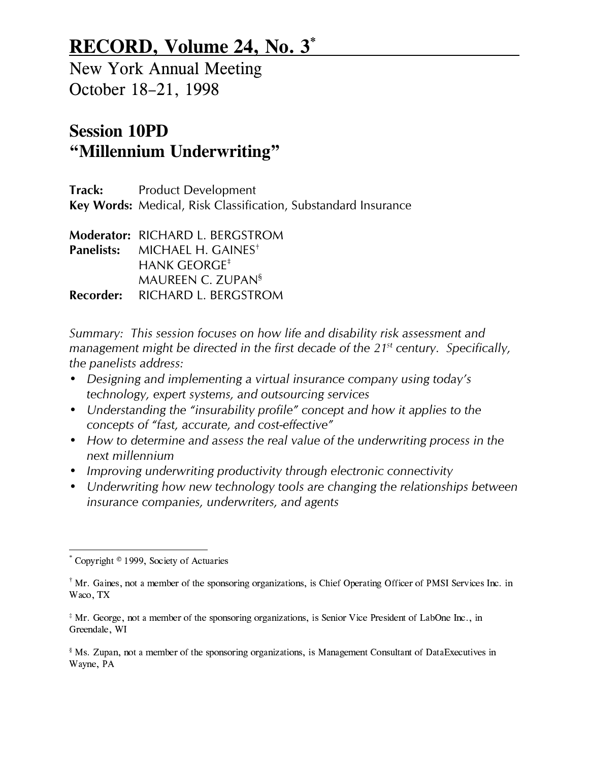# RECORD, Volume 24, No. 3*

New York Annual Meeting
October 18–21, 1998

## Session 10PD
## "Millennium Underwriting"

**Track:** Product Development
**Key Words:** Medical, Risk Classification, Substandard Insurance

**Moderator:** RICHARD L. BERGSTROM
**Panelists:** MICHAEL H. GAINES†
HANK GEORGE‡
MAUREEN C. ZUPAN§
**Recorder:** RICHARD L. BERGSTROM

*Summary: This session focuses on how life and disability risk assessment and management might be directed in the first decade of the 21st century. Specifically, the panelists address:*

- *Designing and implementing a virtual insurance company using today's technology, expert systems, and outsourcing services*
- *Understanding the "insurability profile" concept and how it applies to the concepts of "fast, accurate, and cost-effective"*
- *How to determine and assess the real value of the underwriting process in the next millennium*
- *Improving underwriting productivity through electronic connectivity*
- *Underwriting how new technology tools are changing the relationships between insurance companies, underwriters, and agents*

---

* Copyright © 1999, Society of Actuaries

† Mr. Gaines, not a member of the sponsoring organizations, is Chief Operating Officer of PMSI Services Inc. in Waco, TX

‡ Mr. George, not a member of the sponsoring organizations, is Senior Vice President of LabOne Inc., in Greendale, WI

§ Ms. Zupan, not a member of the sponsoring organizations, is Management Consultant of DataExecutives in Wayne, PA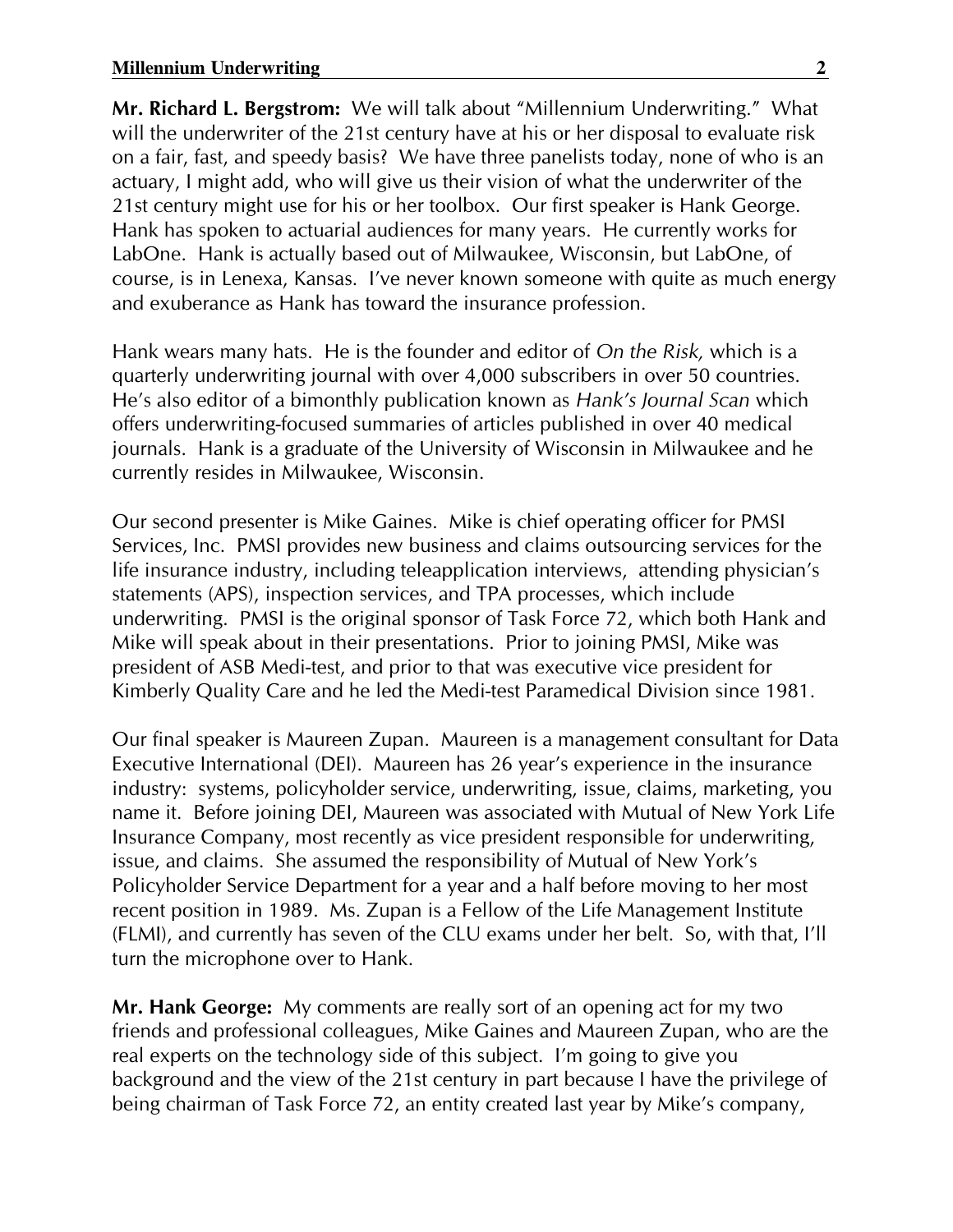**Mr. Richard L. Bergstrom:** We will talk about "Millennium Underwriting." What will the underwriter of the 21st century have at his or her disposal to evaluate risk on a fair, fast, and speedy basis? We have three panelists today, none of who is an actuary, I might add, who will give us their vision of what the underwriter of the 21st century might use for his or her toolbox. Our first speaker is Hank George. Hank has spoken to actuarial audiences for many years. He currently works for LabOne. Hank is actually based out of Milwaukee, Wisconsin, but LabOne, of course, is in Lenexa, Kansas. I've never known someone with quite as much energy and exuberance as Hank has toward the insurance profession.

Hank wears many hats. He is the founder and editor of *On the Risk,* which is a quarterly underwriting journal with over 4,000 subscribers in over 50 countries. He's also editor of a bimonthly publication known as *Hank's Journal Scan* which offers underwriting-focused summaries of articles published in over 40 medical journals. Hank is a graduate of the University of Wisconsin in Milwaukee and he currently resides in Milwaukee, Wisconsin.

Our second presenter is Mike Gaines. Mike is chief operating officer for PMSI Services, Inc. PMSI provides new business and claims outsourcing services for the life insurance industry, including teleapplication interviews, attending physician's statements (APS), inspection services, and TPA processes, which include underwriting. PMSI is the original sponsor of Task Force 72, which both Hank and Mike will speak about in their presentations. Prior to joining PMSI, Mike was president of ASB Medi-test, and prior to that was executive vice president for Kimberly Quality Care and he led the Medi-test Paramedical Division since 1981.

Our final speaker is Maureen Zupan. Maureen is a management consultant for Data Executive International (DEI). Maureen has 26 year's experience in the insurance industry: systems, policyholder service, underwriting, issue, claims, marketing, you name it. Before joining DEI, Maureen was associated with Mutual of New York Life Insurance Company, most recently as vice president responsible for underwriting, issue, and claims. She assumed the responsibility of Mutual of New York's Policyholder Service Department for a year and a half before moving to her most recent position in 1989. Ms. Zupan is a Fellow of the Life Management Institute (FLMI), and currently has seven of the CLU exams under her belt. So, with that, I'll turn the microphone over to Hank.

**Mr. Hank George:** My comments are really sort of an opening act for my two friends and professional colleagues, Mike Gaines and Maureen Zupan, who are the real experts on the technology side of this subject. I'm going to give you background and the view of the 21st century in part because I have the privilege of being chairman of Task Force 72, an entity created last year by Mike's company,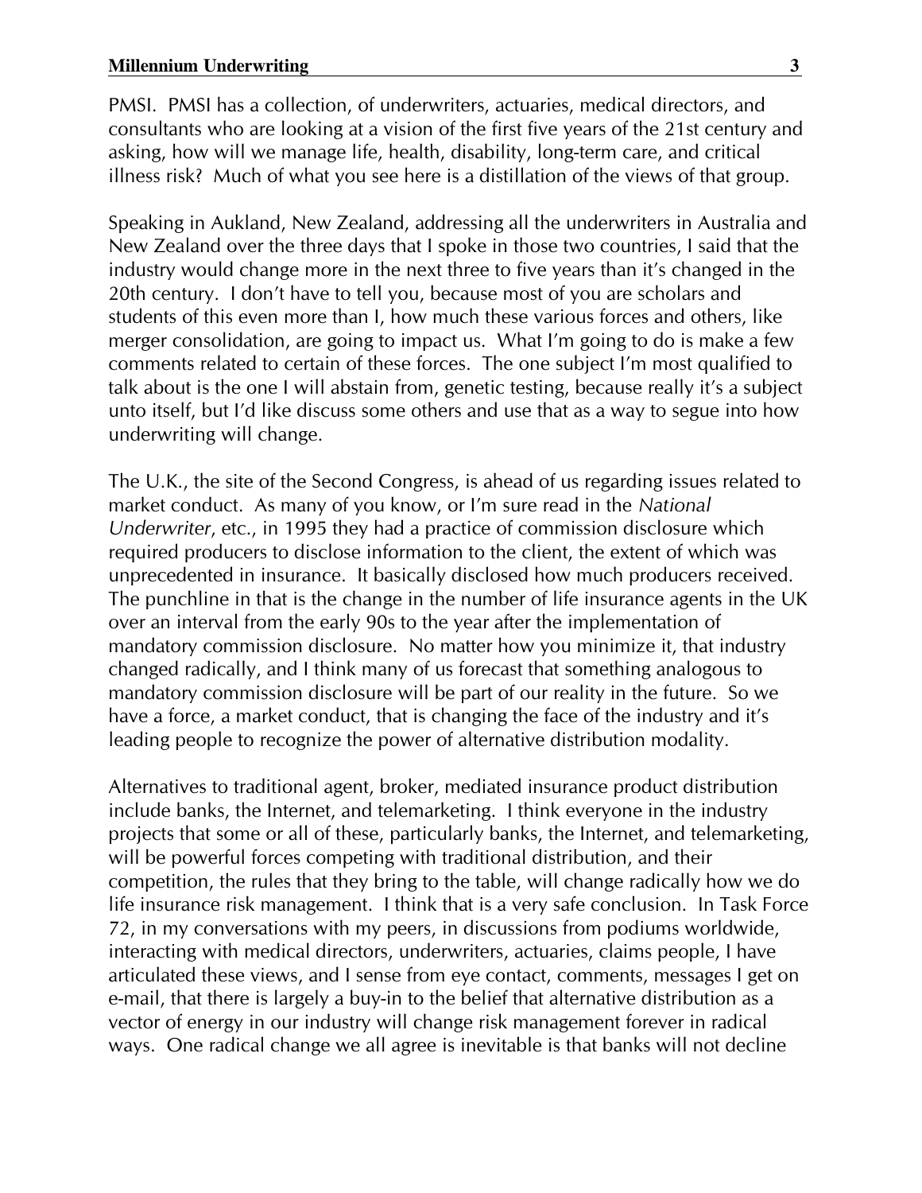PMSI. PMSI has a collection, of underwriters, actuaries, medical directors, and consultants who are looking at a vision of the first five years of the 21st century and asking, how will we manage life, health, disability, long-term care, and critical illness risk? Much of what you see here is a distillation of the views of that group.

Speaking in Aukland, New Zealand, addressing all the underwriters in Australia and New Zealand over the three days that I spoke in those two countries, I said that the industry would change more in the next three to five years than it's changed in the 20th century. I don't have to tell you, because most of you are scholars and students of this even more than I, how much these various forces and others, like merger consolidation, are going to impact us. What I'm going to do is make a few comments related to certain of these forces. The one subject I'm most qualified to talk about is the one I will abstain from, genetic testing, because really it's a subject unto itself, but I'd like discuss some others and use that as a way to segue into how underwriting will change.

The U.K., the site of the Second Congress, is ahead of us regarding issues related to market conduct. As many of you know, or I'm sure read in the *National Underwriter*, etc., in 1995 they had a practice of commission disclosure which required producers to disclose information to the client, the extent of which was unprecedented in insurance. It basically disclosed how much producers received. The punchline in that is the change in the number of life insurance agents in the UK over an interval from the early 90s to the year after the implementation of mandatory commission disclosure. No matter how you minimize it, that industry changed radically, and I think many of us forecast that something analogous to mandatory commission disclosure will be part of our reality in the future. So we have a force, a market conduct, that is changing the face of the industry and it's leading people to recognize the power of alternative distribution modality.

Alternatives to traditional agent, broker, mediated insurance product distribution include banks, the Internet, and telemarketing. I think everyone in the industry projects that some or all of these, particularly banks, the Internet, and telemarketing, will be powerful forces competing with traditional distribution, and their competition, the rules that they bring to the table, will change radically how we do life insurance risk management. I think that is a very safe conclusion. In Task Force 72, in my conversations with my peers, in discussions from podiums worldwide, interacting with medical directors, underwriters, actuaries, claims people, I have articulated these views, and I sense from eye contact, comments, messages I get on e-mail, that there is largely a buy-in to the belief that alternative distribution as a vector of energy in our industry will change risk management forever in radical ways. One radical change we all agree is inevitable is that banks will not decline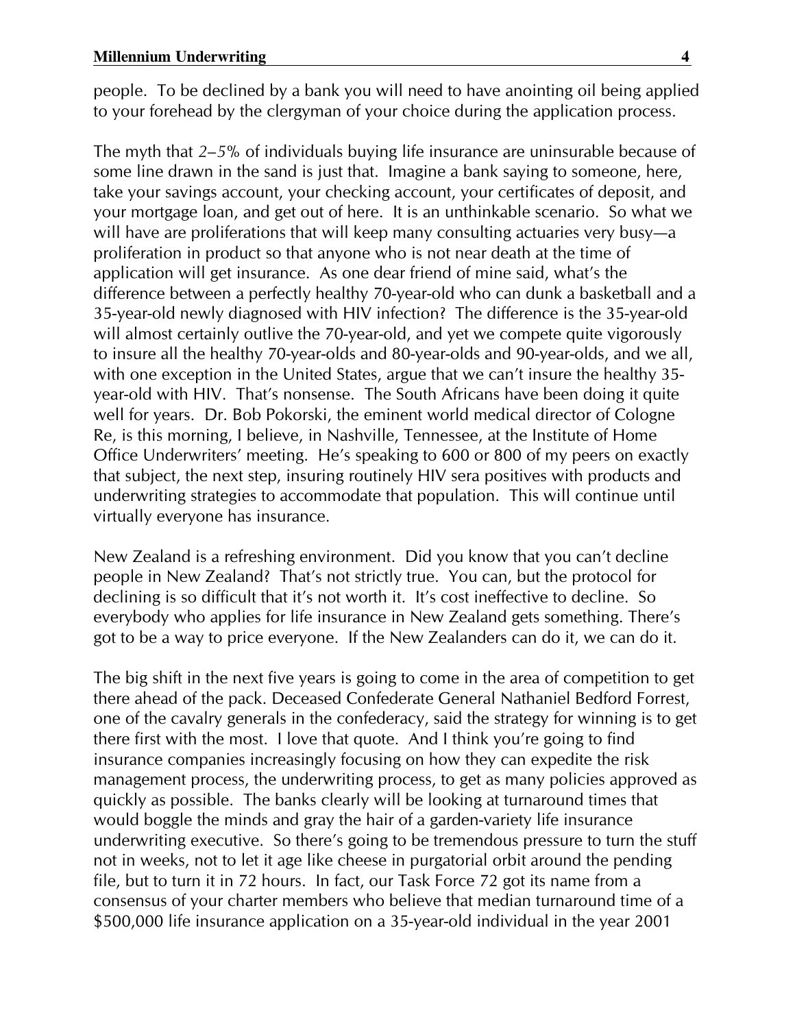people. To be declined by a bank you will need to have anointing oil being applied to your forehead by the clergyman of your choice during the application process.

The myth that *2–5%* of individuals buying life insurance are uninsurable because of some line drawn in the sand is just that. Imagine a bank saying to someone, here, take your savings account, your checking account, your certificates of deposit, and your mortgage loan, and get out of here. It is an unthinkable scenario. So what we will have are proliferations that will keep many consulting actuaries very busy—a proliferation in product so that anyone who is not near death at the time of application will get insurance. As one dear friend of mine said, what's the difference between a perfectly healthy 70-year-old who can dunk a basketball and a 35-year-old newly diagnosed with HIV infection? The difference is the 35-year-old will almost certainly outlive the 70-year-old, and yet we compete quite vigorously to insure all the healthy 70-year-olds and 80-year-olds and 90-year-olds, and we all, with one exception in the United States, argue that we can't insure the healthy 35-year-old with HIV. That's nonsense. The South Africans have been doing it quite well for years. Dr. Bob Pokorski, the eminent world medical director of Cologne Re, is this morning, I believe, in Nashville, Tennessee, at the Institute of Home Office Underwriters' meeting. He's speaking to 600 or 800 of my peers on exactly that subject, the next step, insuring routinely HIV sera positives with products and underwriting strategies to accommodate that population. This will continue until virtually everyone has insurance.

New Zealand is a refreshing environment. Did you know that you can't decline people in New Zealand? That's not strictly true. You can, but the protocol for declining is so difficult that it's not worth it. It's cost ineffective to decline. So everybody who applies for life insurance in New Zealand gets something. There's got to be a way to price everyone. If the New Zealanders can do it, we can do it.

The big shift in the next five years is going to come in the area of competition to get there ahead of the pack. Deceased Confederate General Nathaniel Bedford Forrest, one of the cavalry generals in the confederacy, said the strategy for winning is to get there first with the most. I love that quote. And I think you're going to find insurance companies increasingly focusing on how they can expedite the risk management process, the underwriting process, to get as many policies approved as quickly as possible. The banks clearly will be looking at turnaround times that would boggle the minds and gray the hair of a garden-variety life insurance underwriting executive. So there's going to be tremendous pressure to turn the stuff not in weeks, not to let it age like cheese in purgatorial orbit around the pending file, but to turn it in 72 hours. In fact, our Task Force 72 got its name from a consensus of your charter members who believe that median turnaround time of a $500,000 life insurance application on a 35-year-old individual in the year 2001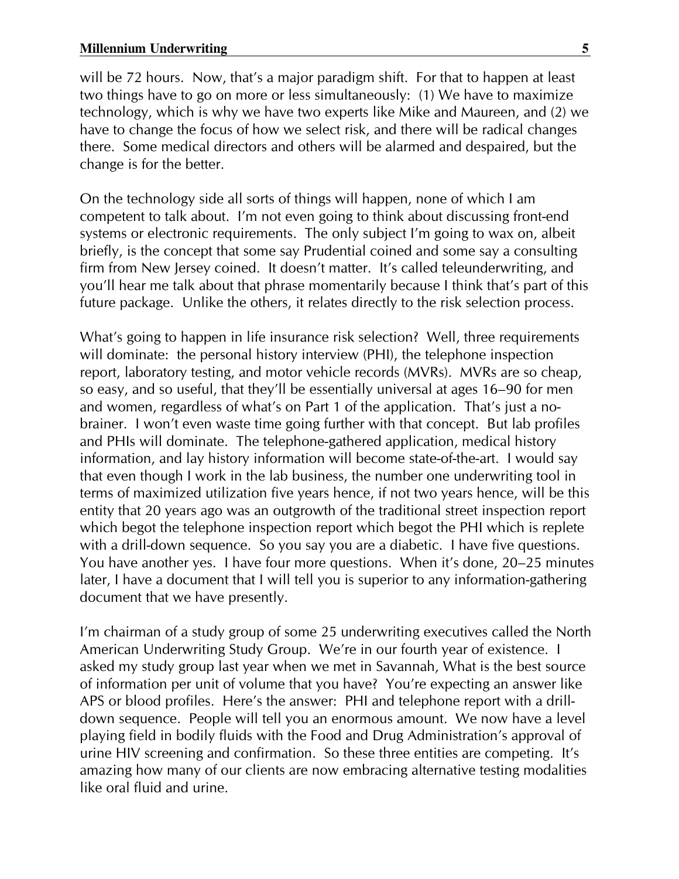will be 72 hours. Now, that's a major paradigm shift. For that to happen at least two things have to go on more or less simultaneously: (1) We have to maximize technology, which is why we have two experts like Mike and Maureen, and (2) we have to change the focus of how we select risk, and there will be radical changes there. Some medical directors and others will be alarmed and despaired, but the change is for the better.

On the technology side all sorts of things will happen, none of which I am competent to talk about. I'm not even going to think about discussing front-end systems or electronic requirements. The only subject I'm going to wax on, albeit briefly, is the concept that some say Prudential coined and some say a consulting firm from New Jersey coined. It doesn't matter. It's called teleunderwriting, and you'll hear me talk about that phrase momentarily because I think that's part of this future package. Unlike the others, it relates directly to the risk selection process.

What's going to happen in life insurance risk selection? Well, three requirements will dominate: the personal history interview (PHI), the telephone inspection report, laboratory testing, and motor vehicle records (MVRs). MVRs are so cheap, so easy, and so useful, that they'll be essentially universal at ages 16–90 for men and women, regardless of what's on Part 1 of the application. That's just a no-brainer. I won't even waste time going further with that concept. But lab profiles and PHIs will dominate. The telephone-gathered application, medical history information, and lay history information will become state-of-the-art. I would say that even though I work in the lab business, the number one underwriting tool in terms of maximized utilization five years hence, if not two years hence, will be this entity that 20 years ago was an outgrowth of the traditional street inspection report which begot the telephone inspection report which begot the PHI which is replete with a drill-down sequence. So you say you are a diabetic. I have five questions. You have another yes. I have four more questions. When it's done, 20–25 minutes later, I have a document that I will tell you is superior to any information-gathering document that we have presently.

I'm chairman of a study group of some 25 underwriting executives called the North American Underwriting Study Group. We're in our fourth year of existence. I asked my study group last year when we met in Savannah, What is the best source of information per unit of volume that you have? You're expecting an answer like APS or blood profiles. Here's the answer: PHI and telephone report with a drill-down sequence. People will tell you an enormous amount. We now have a level playing field in bodily fluids with the Food and Drug Administration's approval of urine HIV screening and confirmation. So these three entities are competing. It's amazing how many of our clients are now embracing alternative testing modalities like oral fluid and urine.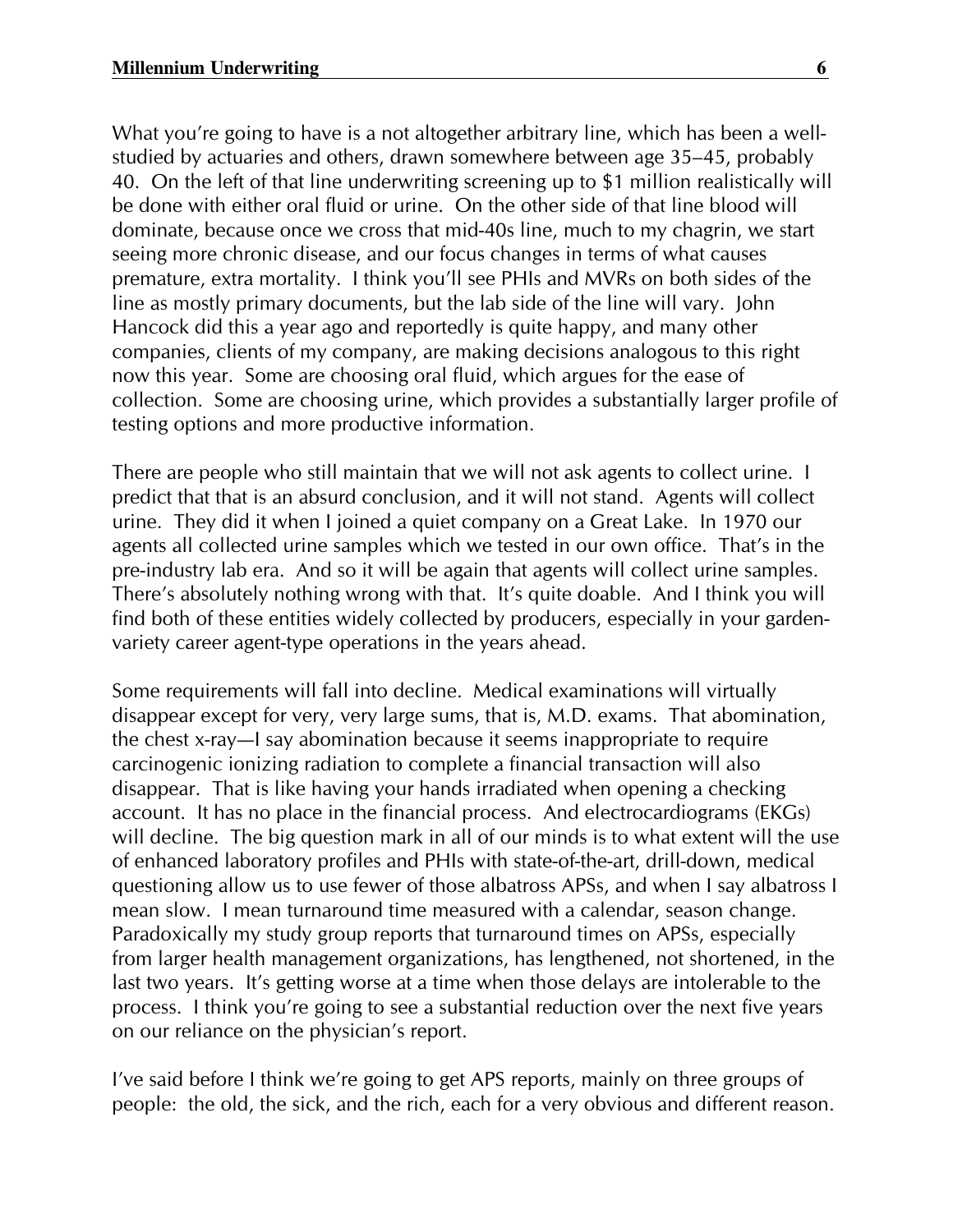What you're going to have is a not altogether arbitrary line, which has been a well-studied by actuaries and others, drawn somewhere between age 35–45, probably 40. On the left of that line underwriting screening up to $1 million realistically will be done with either oral fluid or urine. On the other side of that line blood will dominate, because once we cross that mid-40s line, much to my chagrin, we start seeing more chronic disease, and our focus changes in terms of what causes premature, extra mortality. I think you'll see PHIs and MVRs on both sides of the line as mostly primary documents, but the lab side of the line will vary. John Hancock did this a year ago and reportedly is quite happy, and many other companies, clients of my company, are making decisions analogous to this right now this year. Some are choosing oral fluid, which argues for the ease of collection. Some are choosing urine, which provides a substantially larger profile of testing options and more productive information.

There are people who still maintain that we will not ask agents to collect urine. I predict that that is an absurd conclusion, and it will not stand. Agents will collect urine. They did it when I joined a quiet company on a Great Lake. In 1970 our agents all collected urine samples which we tested in our own office. That's in the pre-industry lab era. And so it will be again that agents will collect urine samples. There's absolutely nothing wrong with that. It's quite doable. And I think you will find both of these entities widely collected by producers, especially in your garden-variety career agent-type operations in the years ahead.

Some requirements will fall into decline. Medical examinations will virtually disappear except for very, very large sums, that is, M.D. exams. That abomination, the chest x-ray—I say abomination because it seems inappropriate to require carcinogenic ionizing radiation to complete a financial transaction will also disappear. That is like having your hands irradiated when opening a checking account. It has no place in the financial process. And electrocardiograms (EKGs) will decline. The big question mark in all of our minds is to what extent will the use of enhanced laboratory profiles and PHIs with state-of-the-art, drill-down, medical questioning allow us to use fewer of those albatross APSs, and when I say albatross I mean slow. I mean turnaround time measured with a calendar, season change. Paradoxically my study group reports that turnaround times on APSs, especially from larger health management organizations, has lengthened, not shortened, in the last two years. It's getting worse at a time when those delays are intolerable to the process. I think you're going to see a substantial reduction over the next five years on our reliance on the physician's report.

I've said before I think we're going to get APS reports, mainly on three groups of people: the old, the sick, and the rich, each for a very obvious and different reason.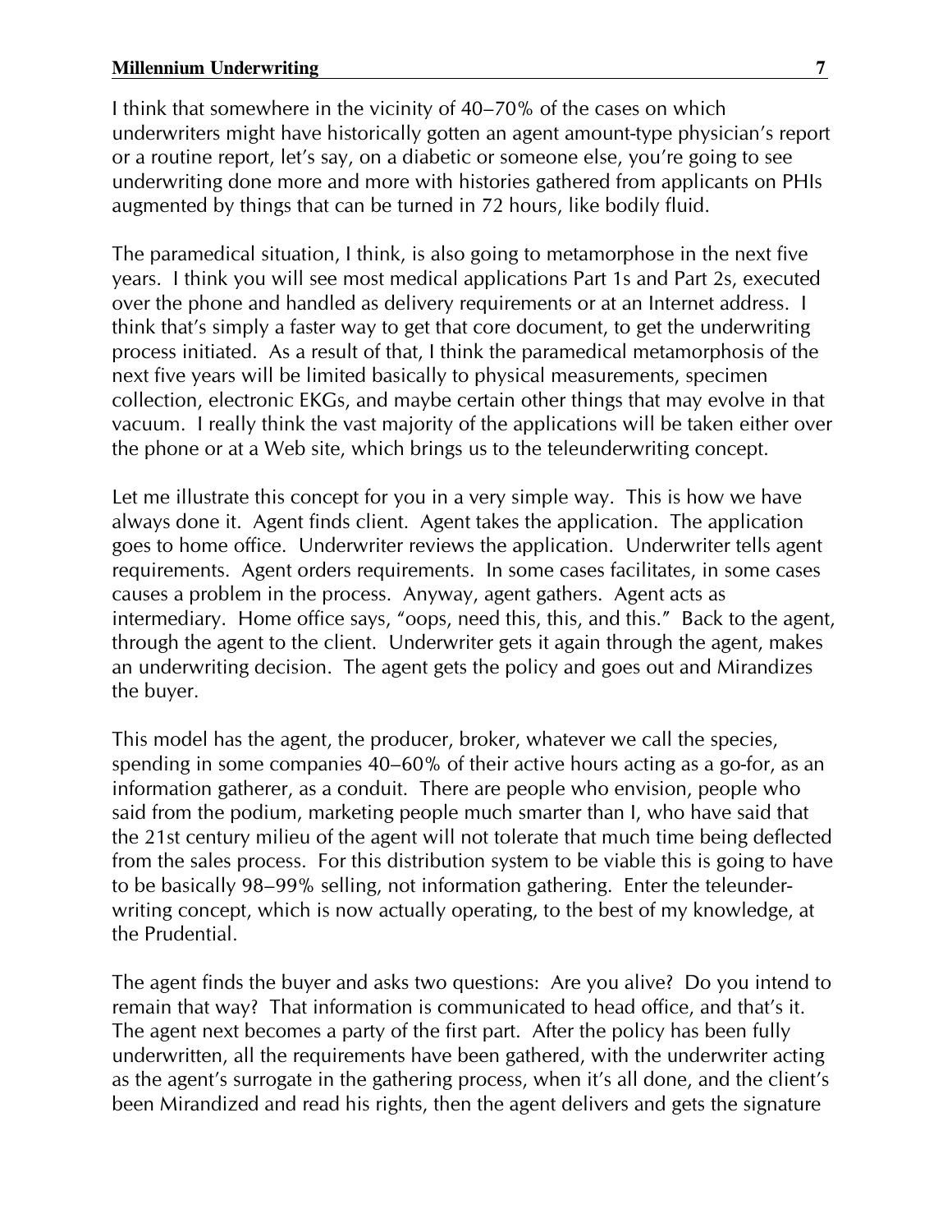I think that somewhere in the vicinity of 40–70% of the cases on which underwriters might have historically gotten an agent amount-type physician's report or a routine report, let's say, on a diabetic or someone else, you're going to see underwriting done more and more with histories gathered from applicants on PHIs augmented by things that can be turned in 72 hours, like bodily fluid.

The paramedical situation, I think, is also going to metamorphose in the next five years. I think you will see most medical applications Part 1s and Part 2s, executed over the phone and handled as delivery requirements or at an Internet address. I think that's simply a faster way to get that core document, to get the underwriting process initiated. As a result of that, I think the paramedical metamorphosis of the next five years will be limited basically to physical measurements, specimen collection, electronic EKGs, and maybe certain other things that may evolve in that vacuum. I really think the vast majority of the applications will be taken either over the phone or at a Web site, which brings us to the teleunderwriting concept.

Let me illustrate this concept for you in a very simple way. This is how we have always done it. Agent finds client. Agent takes the application. The application goes to home office. Underwriter reviews the application. Underwriter tells agent requirements. Agent orders requirements. In some cases facilitates, in some cases causes a problem in the process. Anyway, agent gathers. Agent acts as intermediary. Home office says, "oops, need this, this, and this." Back to the agent, through the agent to the client. Underwriter gets it again through the agent, makes an underwriting decision. The agent gets the policy and goes out and Mirandizes the buyer.

This model has the agent, the producer, broker, whatever we call the species, spending in some companies 40–60% of their active hours acting as a go-for, as an information gatherer, as a conduit. There are people who envision, people who said from the podium, marketing people much smarter than I, who have said that the 21st century milieu of the agent will not tolerate that much time being deflected from the sales process. For this distribution system to be viable this is going to have to be basically 98–99% selling, not information gathering. Enter the teleunderwriting concept, which is now actually operating, to the best of my knowledge, at the Prudential.

The agent finds the buyer and asks two questions: Are you alive? Do you intend to remain that way? That information is communicated to head office, and that's it. The agent next becomes a party of the first part. After the policy has been fully underwritten, all the requirements have been gathered, with the underwriter acting as the agent's surrogate in the gathering process, when it's all done, and the client's been Mirandized and read his rights, then the agent delivers and gets the signature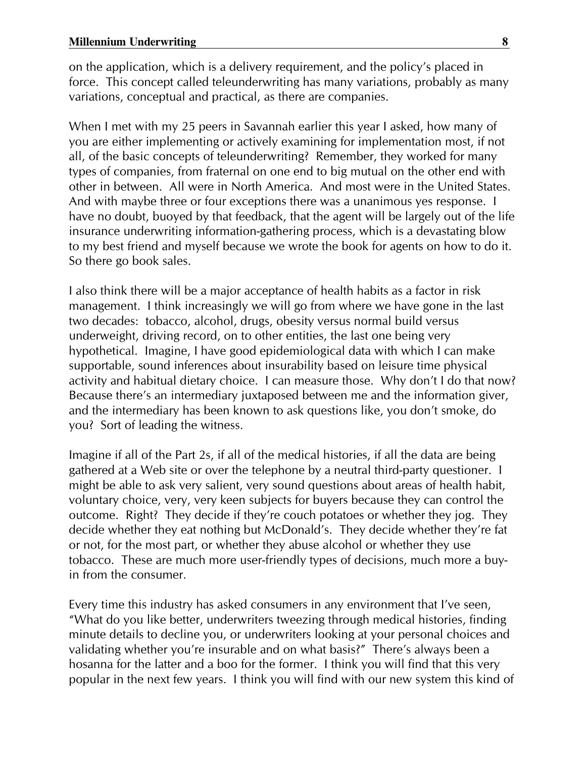on the application, which is a delivery requirement, and the policy's placed in force. This concept called teleunderwriting has many variations, probably as many variations, conceptual and practical, as there are companies.

When I met with my 25 peers in Savannah earlier this year I asked, how many of you are either implementing or actively examining for implementation most, if not all, of the basic concepts of teleunderwriting? Remember, they worked for many types of companies, from fraternal on one end to big mutual on the other end with other in between. All were in North America. And most were in the United States. And with maybe three or four exceptions there was a unanimous yes response. I have no doubt, buoyed by that feedback, that the agent will be largely out of the life insurance underwriting information-gathering process, which is a devastating blow to my best friend and myself because we wrote the book for agents on how to do it. So there go book sales.

I also think there will be a major acceptance of health habits as a factor in risk management. I think increasingly we will go from where we have gone in the last two decades: tobacco, alcohol, drugs, obesity versus normal build versus underweight, driving record, on to other entities, the last one being very hypothetical. Imagine, I have good epidemiological data with which I can make supportable, sound inferences about insurability based on leisure time physical activity and habitual dietary choice. I can measure those. Why don't I do that now? Because there's an intermediary juxtaposed between me and the information giver, and the intermediary has been known to ask questions like, you don't smoke, do you? Sort of leading the witness.

Imagine if all of the Part 2s, if all of the medical histories, if all the data are being gathered at a Web site or over the telephone by a neutral third-party questioner. I might be able to ask very salient, very sound questions about areas of health habit, voluntary choice, very, very keen subjects for buyers because they can control the outcome. Right? They decide if they're couch potatoes or whether they jog. They decide whether they eat nothing but McDonald's. They decide whether they're fat or not, for the most part, or whether they abuse alcohol or whether they use tobacco. These are much more user-friendly types of decisions, much more a buy-in from the consumer.

Every time this industry has asked consumers in any environment that I've seen, "What do you like better, underwriters tweezing through medical histories, finding minute details to decline you, or underwriters looking at your personal choices and validating whether you're insurable and on what basis?" There's always been a hosanna for the latter and a boo for the former. I think you will find that this very popular in the next few years. I think you will find with our new system this kind of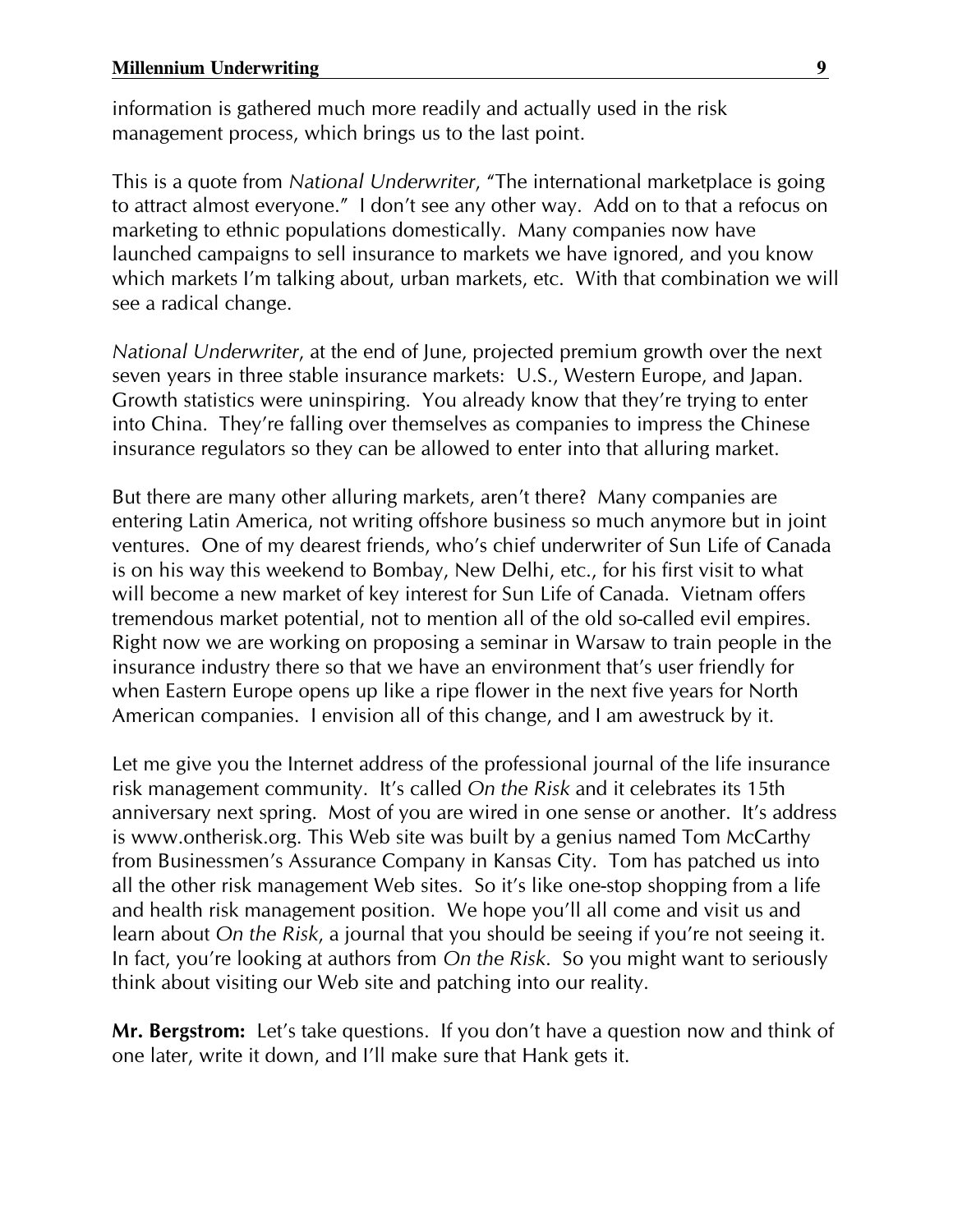information is gathered much more readily and actually used in the risk management process, which brings us to the last point.

This is a quote from *National Underwriter*, "The international marketplace is going to attract almost everyone." I don't see any other way. Add on to that a refocus on marketing to ethnic populations domestically. Many companies now have launched campaigns to sell insurance to markets we have ignored, and you know which markets I'm talking about, urban markets, etc. With that combination we will see a radical change.

*National Underwriter*, at the end of June, projected premium growth over the next seven years in three stable insurance markets: U.S., Western Europe, and Japan. Growth statistics were uninspiring. You already know that they're trying to enter into China. They're falling over themselves as companies to impress the Chinese insurance regulators so they can be allowed to enter into that alluring market.

But there are many other alluring markets, aren't there? Many companies are entering Latin America, not writing offshore business so much anymore but in joint ventures. One of my dearest friends, who's chief underwriter of Sun Life of Canada is on his way this weekend to Bombay, New Delhi, etc., for his first visit to what will become a new market of key interest for Sun Life of Canada. Vietnam offers tremendous market potential, not to mention all of the old so-called evil empires. Right now we are working on proposing a seminar in Warsaw to train people in the insurance industry there so that we have an environment that's user friendly for when Eastern Europe opens up like a ripe flower in the next five years for North American companies. I envision all of this change, and I am awestruck by it.

Let me give you the Internet address of the professional journal of the life insurance risk management community. It's called *On the Risk* and it celebrates its 15th anniversary next spring. Most of you are wired in one sense or another. It's address is www.ontherisk.org. This Web site was built by a genius named Tom McCarthy from Businessmen's Assurance Company in Kansas City. Tom has patched us into all the other risk management Web sites. So it's like one-stop shopping from a life and health risk management position. We hope you'll all come and visit us and learn about *On the Risk*, a journal that you should be seeing if you're not seeing it. In fact, you're looking at authors from *On the Risk*. So you might want to seriously think about visiting our Web site and patching into our reality.

**Mr. Bergstrom:** Let's take questions. If you don't have a question now and think of one later, write it down, and I'll make sure that Hank gets it.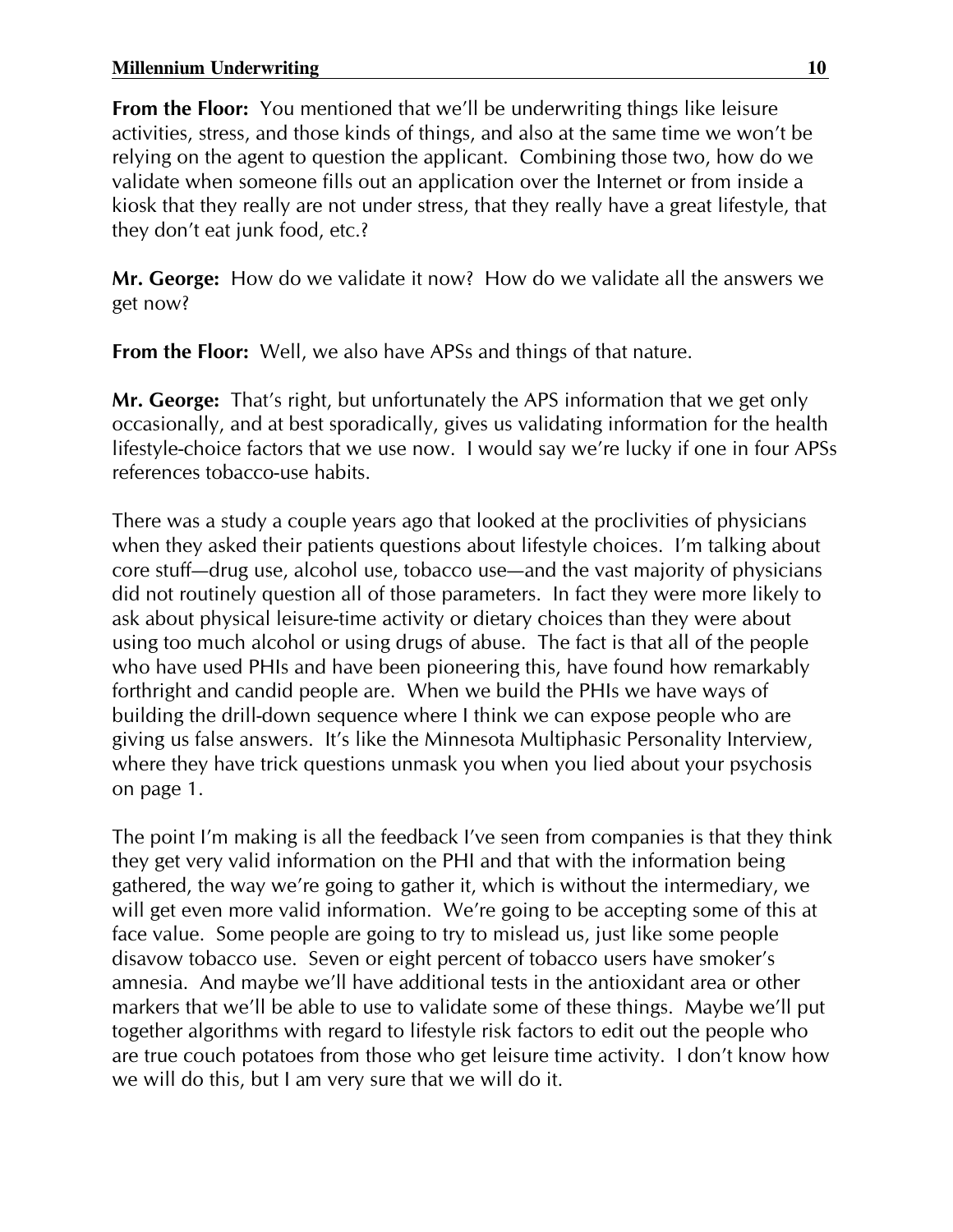**From the Floor:** You mentioned that we'll be underwriting things like leisure activities, stress, and those kinds of things, and also at the same time we won't be relying on the agent to question the applicant. Combining those two, how do we validate when someone fills out an application over the Internet or from inside a kiosk that they really are not under stress, that they really have a great lifestyle, that they don't eat junk food, etc.?

**Mr. George:** How do we validate it now? How do we validate all the answers we get now?

**From the Floor:** Well, we also have APSs and things of that nature.

**Mr. George:** That's right, but unfortunately the APS information that we get only occasionally, and at best sporadically, gives us validating information for the health lifestyle-choice factors that we use now. I would say we're lucky if one in four APSs references tobacco-use habits.

There was a study a couple years ago that looked at the proclivities of physicians when they asked their patients questions about lifestyle choices. I'm talking about core stuff—drug use, alcohol use, tobacco use—and the vast majority of physicians did not routinely question all of those parameters. In fact they were more likely to ask about physical leisure-time activity or dietary choices than they were about using too much alcohol or using drugs of abuse. The fact is that all of the people who have used PHIs and have been pioneering this, have found how remarkably forthright and candid people are. When we build the PHIs we have ways of building the drill-down sequence where I think we can expose people who are giving us false answers. It's like the Minnesota Multiphasic Personality Interview, where they have trick questions unmask you when you lied about your psychosis on page 1.

The point I'm making is all the feedback I've seen from companies is that they think they get very valid information on the PHI and that with the information being gathered, the way we're going to gather it, which is without the intermediary, we will get even more valid information. We're going to be accepting some of this at face value. Some people are going to try to mislead us, just like some people disavow tobacco use. Seven or eight percent of tobacco users have smoker's amnesia. And maybe we'll have additional tests in the antioxidant area or other markers that we'll be able to use to validate some of these things. Maybe we'll put together algorithms with regard to lifestyle risk factors to edit out the people who are true couch potatoes from those who get leisure time activity. I don't know how we will do this, but I am very sure that we will do it.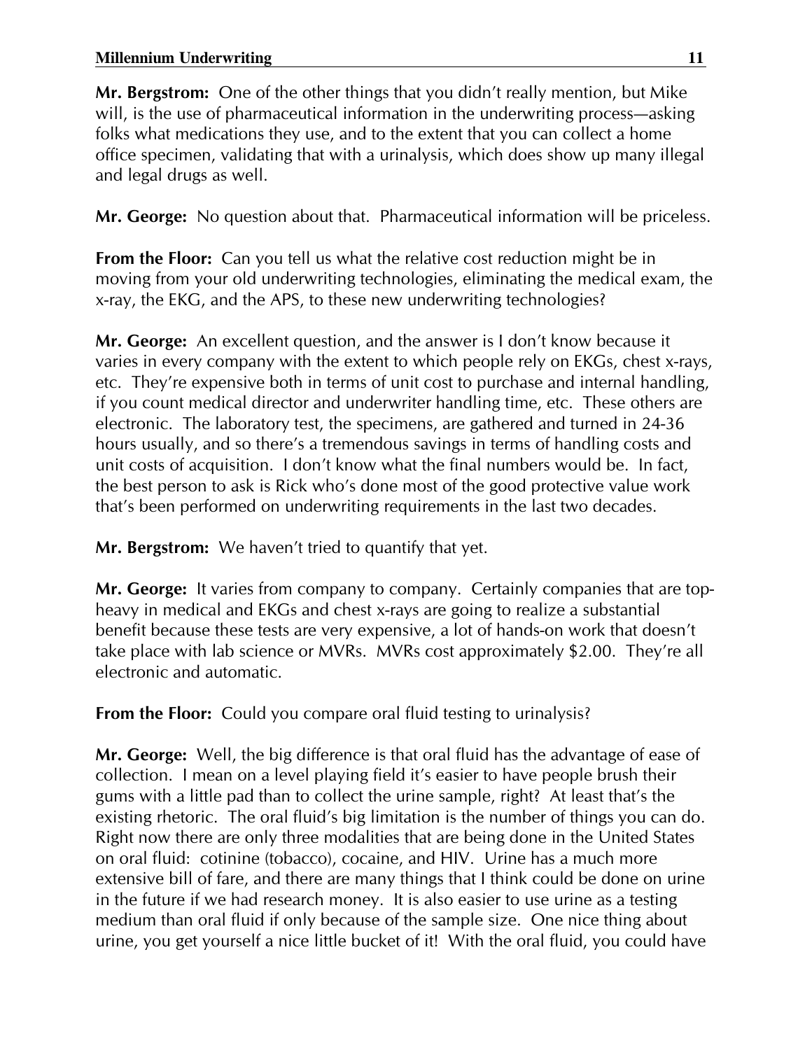**Mr. Bergstrom:** One of the other things that you didn't really mention, but Mike will, is the use of pharmaceutical information in the underwriting process—asking folks what medications they use, and to the extent that you can collect a home office specimen, validating that with a urinalysis, which does show up many illegal and legal drugs as well.

**Mr. George:** No question about that. Pharmaceutical information will be priceless.

**From the Floor:** Can you tell us what the relative cost reduction might be in moving from your old underwriting technologies, eliminating the medical exam, the x-ray, the EKG, and the APS, to these new underwriting technologies?

**Mr. George:** An excellent question, and the answer is I don't know because it varies in every company with the extent to which people rely on EKGs, chest x-rays, etc. They're expensive both in terms of unit cost to purchase and internal handling, if you count medical director and underwriter handling time, etc. These others are electronic. The laboratory test, the specimens, are gathered and turned in 24-36 hours usually, and so there's a tremendous savings in terms of handling costs and unit costs of acquisition. I don't know what the final numbers would be. In fact, the best person to ask is Rick who's done most of the good protective value work that's been performed on underwriting requirements in the last two decades.

**Mr. Bergstrom:** We haven't tried to quantify that yet.

**Mr. George:** It varies from company to company. Certainly companies that are top-heavy in medical and EKGs and chest x-rays are going to realize a substantial benefit because these tests are very expensive, a lot of hands-on work that doesn't take place with lab science or MVRs. MVRs cost approximately $2.00. They're all electronic and automatic.

**From the Floor:** Could you compare oral fluid testing to urinalysis?

**Mr. George:** Well, the big difference is that oral fluid has the advantage of ease of collection. I mean on a level playing field it's easier to have people brush their gums with a little pad than to collect the urine sample, right? At least that's the existing rhetoric. The oral fluid's big limitation is the number of things you can do. Right now there are only three modalities that are being done in the United States on oral fluid: cotinine (tobacco), cocaine, and HIV. Urine has a much more extensive bill of fare, and there are many things that I think could be done on urine in the future if we had research money. It is also easier to use urine as a testing medium than oral fluid if only because of the sample size. One nice thing about urine, you get yourself a nice little bucket of it! With the oral fluid, you could have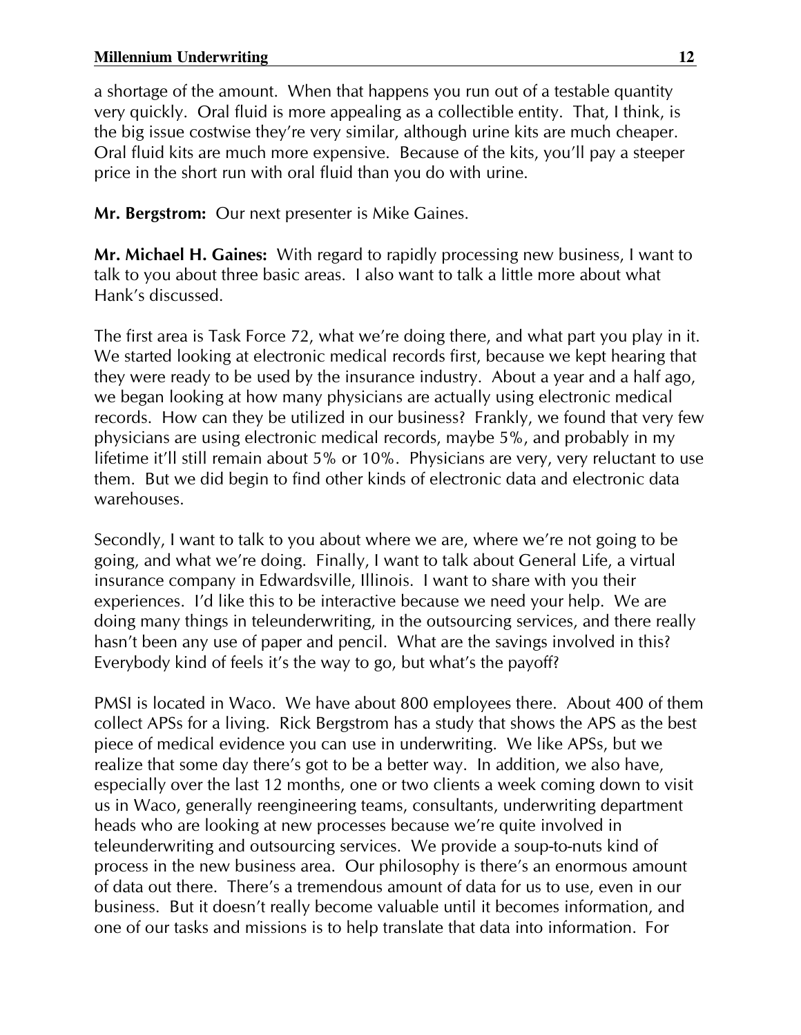a shortage of the amount. When that happens you run out of a testable quantity very quickly. Oral fluid is more appealing as a collectible entity. That, I think, is the big issue costwise they're very similar, although urine kits are much cheaper. Oral fluid kits are much more expensive. Because of the kits, you'll pay a steeper price in the short run with oral fluid than you do with urine.

**Mr. Bergstrom:** Our next presenter is Mike Gaines.

**Mr. Michael H. Gaines:** With regard to rapidly processing new business, I want to talk to you about three basic areas. I also want to talk a little more about what Hank's discussed.

The first area is Task Force 72, what we're doing there, and what part you play in it. We started looking at electronic medical records first, because we kept hearing that they were ready to be used by the insurance industry. About a year and a half ago, we began looking at how many physicians are actually using electronic medical records. How can they be utilized in our business? Frankly, we found that very few physicians are using electronic medical records, maybe 5%, and probably in my lifetime it'll still remain about 5% or 10%. Physicians are very, very reluctant to use them. But we did begin to find other kinds of electronic data and electronic data warehouses.

Secondly, I want to talk to you about where we are, where we're not going to be going, and what we're doing. Finally, I want to talk about General Life, a virtual insurance company in Edwardsville, Illinois. I want to share with you their experiences. I'd like this to be interactive because we need your help. We are doing many things in teleunderwriting, in the outsourcing services, and there really hasn't been any use of paper and pencil. What are the savings involved in this? Everybody kind of feels it's the way to go, but what's the payoff?

PMSI is located in Waco. We have about 800 employees there. About 400 of them collect APSs for a living. Rick Bergstrom has a study that shows the APS as the best piece of medical evidence you can use in underwriting. We like APSs, but we realize that some day there's got to be a better way. In addition, we also have, especially over the last 12 months, one or two clients a week coming down to visit us in Waco, generally reengineering teams, consultants, underwriting department heads who are looking at new processes because we're quite involved in teleunderwriting and outsourcing services. We provide a soup-to-nuts kind of process in the new business area. Our philosophy is there's an enormous amount of data out there. There's a tremendous amount of data for us to use, even in our business. But it doesn't really become valuable until it becomes information, and one of our tasks and missions is to help translate that data into information. For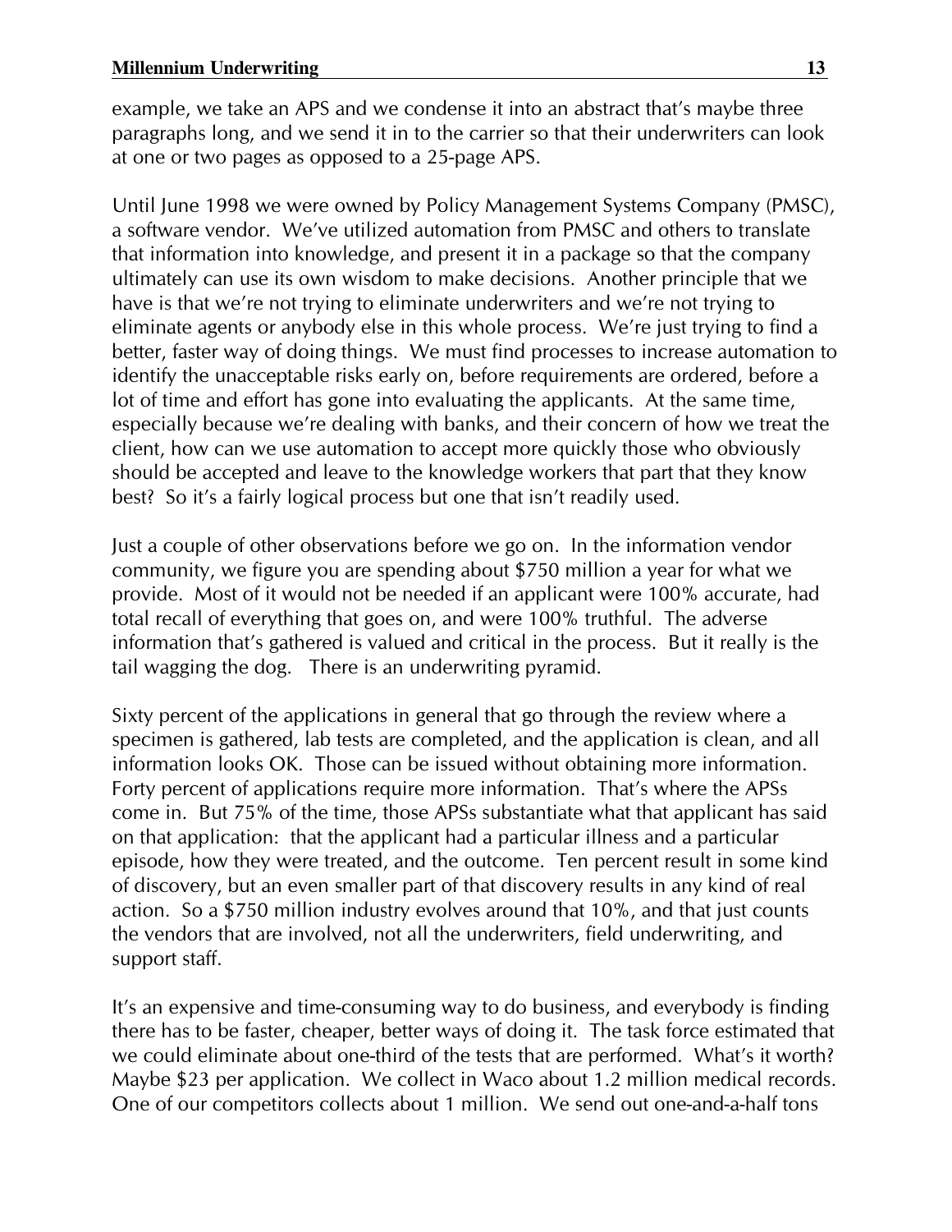example, we take an APS and we condense it into an abstract that's maybe three paragraphs long, and we send it in to the carrier so that their underwriters can look at one or two pages as opposed to a 25-page APS.

Until June 1998 we were owned by Policy Management Systems Company (PMSC), a software vendor. We've utilized automation from PMSC and others to translate that information into knowledge, and present it in a package so that the company ultimately can use its own wisdom to make decisions. Another principle that we have is that we're not trying to eliminate underwriters and we're not trying to eliminate agents or anybody else in this whole process. We're just trying to find a better, faster way of doing things. We must find processes to increase automation to identify the unacceptable risks early on, before requirements are ordered, before a lot of time and effort has gone into evaluating the applicants. At the same time, especially because we're dealing with banks, and their concern of how we treat the client, how can we use automation to accept more quickly those who obviously should be accepted and leave to the knowledge workers that part that they know best? So it's a fairly logical process but one that isn't readily used.

Just a couple of other observations before we go on. In the information vendor community, we figure you are spending about $750 million a year for what we provide. Most of it would not be needed if an applicant were 100% accurate, had total recall of everything that goes on, and were 100% truthful. The adverse information that's gathered is valued and critical in the process. But it really is the tail wagging the dog. There is an underwriting pyramid.

Sixty percent of the applications in general that go through the review where a specimen is gathered, lab tests are completed, and the application is clean, and all information looks OK. Those can be issued without obtaining more information. Forty percent of applications require more information. That's where the APSs come in. But 75% of the time, those APSs substantiate what that applicant has said on that application: that the applicant had a particular illness and a particular episode, how they were treated, and the outcome. Ten percent result in some kind of discovery, but an even smaller part of that discovery results in any kind of real action. So a $750 million industry evolves around that 10%, and that just counts the vendors that are involved, not all the underwriters, field underwriting, and support staff.

It's an expensive and time-consuming way to do business, and everybody is finding there has to be faster, cheaper, better ways of doing it. The task force estimated that we could eliminate about one-third of the tests that are performed. What's it worth? Maybe $23 per application. We collect in Waco about 1.2 million medical records. One of our competitors collects about 1 million. We send out one-and-a-half tons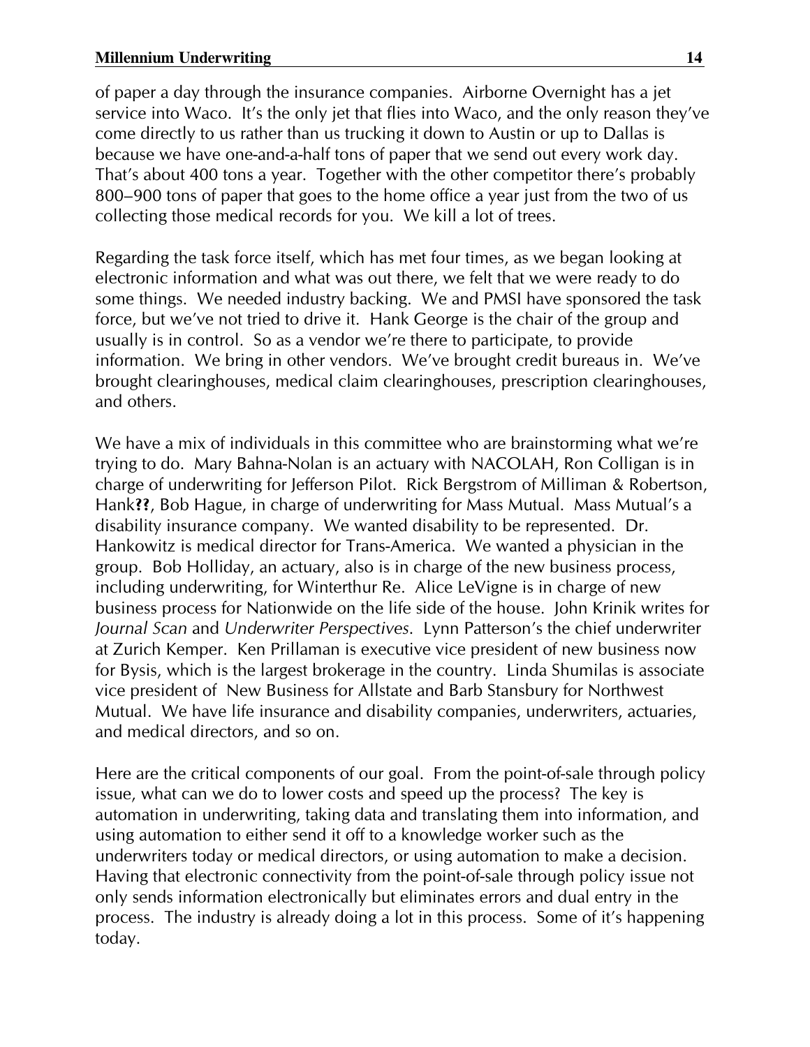of paper a day through the insurance companies. Airborne Overnight has a jet service into Waco. It's the only jet that flies into Waco, and the only reason they've come directly to us rather than us trucking it down to Austin or up to Dallas is because we have one-and-a-half tons of paper that we send out every work day. That's about 400 tons a year. Together with the other competitor there's probably 800–900 tons of paper that goes to the home office a year just from the two of us collecting those medical records for you. We kill a lot of trees.

Regarding the task force itself, which has met four times, as we began looking at electronic information and what was out there, we felt that we were ready to do some things. We needed industry backing. We and PMSI have sponsored the task force, but we've not tried to drive it. Hank George is the chair of the group and usually is in control. So as a vendor we're there to participate, to provide information. We bring in other vendors. We've brought credit bureaus in. We've brought clearinghouses, medical claim clearinghouses, prescription clearinghouses, and others.

We have a mix of individuals in this committee who are brainstorming what we're trying to do. Mary Bahna-Nolan is an actuary with NACOLAH, Ron Colligan is in charge of underwriting for Jefferson Pilot. Rick Bergstrom of Milliman & Robertson, Hank**??**, Bob Hague, in charge of underwriting for Mass Mutual. Mass Mutual's a disability insurance company. We wanted disability to be represented. Dr. Hankowitz is medical director for Trans-America. We wanted a physician in the group. Bob Holliday, an actuary, also is in charge of the new business process, including underwriting, for Winterthur Re. Alice LeVigne is in charge of new business process for Nationwide on the life side of the house. John Krinik writes for *Journal Scan* and *Underwriter Perspectives*. Lynn Patterson's the chief underwriter at Zurich Kemper. Ken Prillaman is executive vice president of new business now for Bysis, which is the largest brokerage in the country. Linda Shumilas is associate vice president of New Business for Allstate and Barb Stansbury for Northwest Mutual. We have life insurance and disability companies, underwriters, actuaries, and medical directors, and so on.

Here are the critical components of our goal. From the point-of-sale through policy issue, what can we do to lower costs and speed up the process? The key is automation in underwriting, taking data and translating them into information, and using automation to either send it off to a knowledge worker such as the underwriters today or medical directors, or using automation to make a decision. Having that electronic connectivity from the point-of-sale through policy issue not only sends information electronically but eliminates errors and dual entry in the process. The industry is already doing a lot in this process. Some of it's happening today.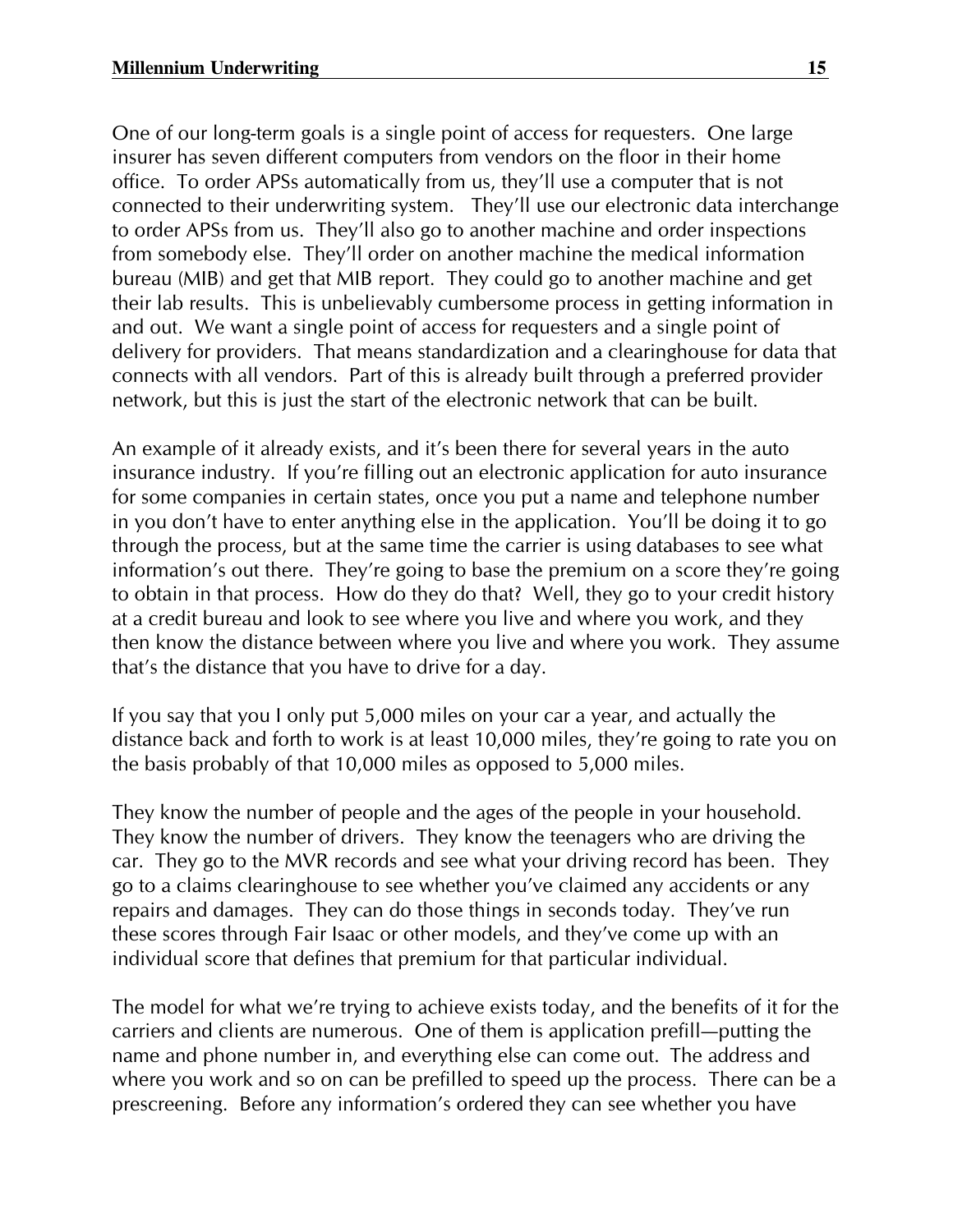One of our long-term goals is a single point of access for requesters. One large insurer has seven different computers from vendors on the floor in their home office. To order APSs automatically from us, they'll use a computer that is not connected to their underwriting system. They'll use our electronic data interchange to order APSs from us. They'll also go to another machine and order inspections from somebody else. They'll order on another machine the medical information bureau (MIB) and get that MIB report. They could go to another machine and get their lab results. This is unbelievably cumbersome process in getting information in and out. We want a single point of access for requesters and a single point of delivery for providers. That means standardization and a clearinghouse for data that connects with all vendors. Part of this is already built through a preferred provider network, but this is just the start of the electronic network that can be built.

An example of it already exists, and it's been there for several years in the auto insurance industry. If you're filling out an electronic application for auto insurance for some companies in certain states, once you put a name and telephone number in you don't have to enter anything else in the application. You'll be doing it to go through the process, but at the same time the carrier is using databases to see what information's out there. They're going to base the premium on a score they're going to obtain in that process. How do they do that? Well, they go to your credit history at a credit bureau and look to see where you live and where you work, and they then know the distance between where you live and where you work. They assume that's the distance that you have to drive for a day.

If you say that you I only put 5,000 miles on your car a year, and actually the distance back and forth to work is at least 10,000 miles, they're going to rate you on the basis probably of that 10,000 miles as opposed to 5,000 miles.

They know the number of people and the ages of the people in your household. They know the number of drivers. They know the teenagers who are driving the car. They go to the MVR records and see what your driving record has been. They go to a claims clearinghouse to see whether you've claimed any accidents or any repairs and damages. They can do those things in seconds today. They've run these scores through Fair Isaac or other models, and they've come up with an individual score that defines that premium for that particular individual.

The model for what we're trying to achieve exists today, and the benefits of it for the carriers and clients are numerous. One of them is application prefill—putting the name and phone number in, and everything else can come out. The address and where you work and so on can be prefilled to speed up the process. There can be a prescreening. Before any information's ordered they can see whether you have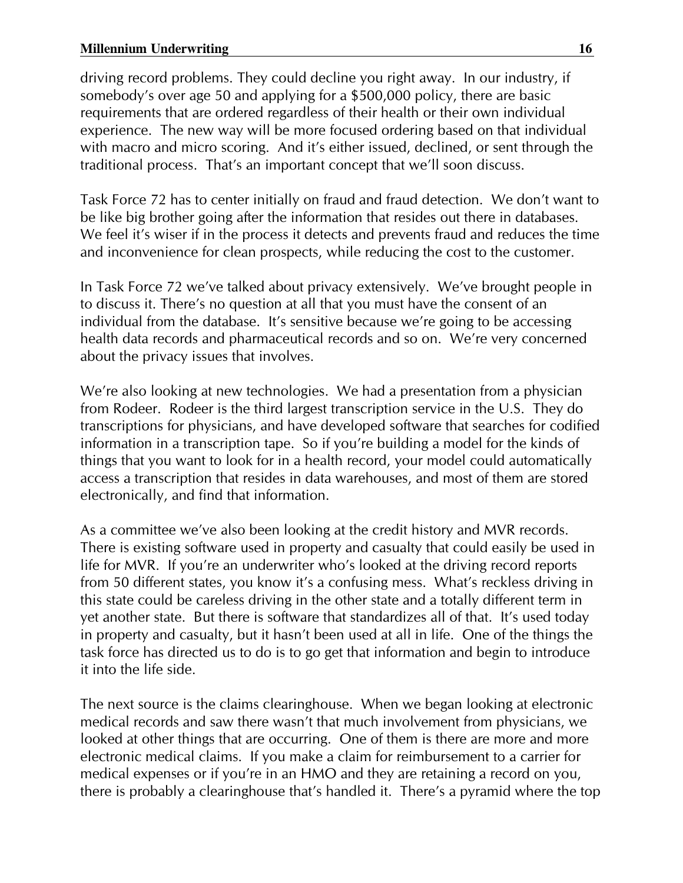driving record problems. They could decline you right away. In our industry, if somebody's over age 50 and applying for a $500,000 policy, there are basic requirements that are ordered regardless of their health or their own individual experience. The new way will be more focused ordering based on that individual with macro and micro scoring. And it's either issued, declined, or sent through the traditional process. That's an important concept that we'll soon discuss.

Task Force 72 has to center initially on fraud and fraud detection. We don't want to be like big brother going after the information that resides out there in databases. We feel it's wiser if in the process it detects and prevents fraud and reduces the time and inconvenience for clean prospects, while reducing the cost to the customer.

In Task Force 72 we've talked about privacy extensively. We've brought people in to discuss it. There's no question at all that you must have the consent of an individual from the database. It's sensitive because we're going to be accessing health data records and pharmaceutical records and so on. We're very concerned about the privacy issues that involves.

We're also looking at new technologies. We had a presentation from a physician from Rodeer. Rodeer is the third largest transcription service in the U.S. They do transcriptions for physicians, and have developed software that searches for codified information in a transcription tape. So if you're building a model for the kinds of things that you want to look for in a health record, your model could automatically access a transcription that resides in data warehouses, and most of them are stored electronically, and find that information.

As a committee we've also been looking at the credit history and MVR records. There is existing software used in property and casualty that could easily be used in life for MVR. If you're an underwriter who's looked at the driving record reports from 50 different states, you know it's a confusing mess. What's reckless driving in this state could be careless driving in the other state and a totally different term in yet another state. But there is software that standardizes all of that. It's used today in property and casualty, but it hasn't been used at all in life. One of the things the task force has directed us to do is to go get that information and begin to introduce it into the life side.

The next source is the claims clearinghouse. When we began looking at electronic medical records and saw there wasn't that much involvement from physicians, we looked at other things that are occurring. One of them is there are more and more electronic medical claims. If you make a claim for reimbursement to a carrier for medical expenses or if you're in an HMO and they are retaining a record on you, there is probably a clearinghouse that's handled it. There's a pyramid where the top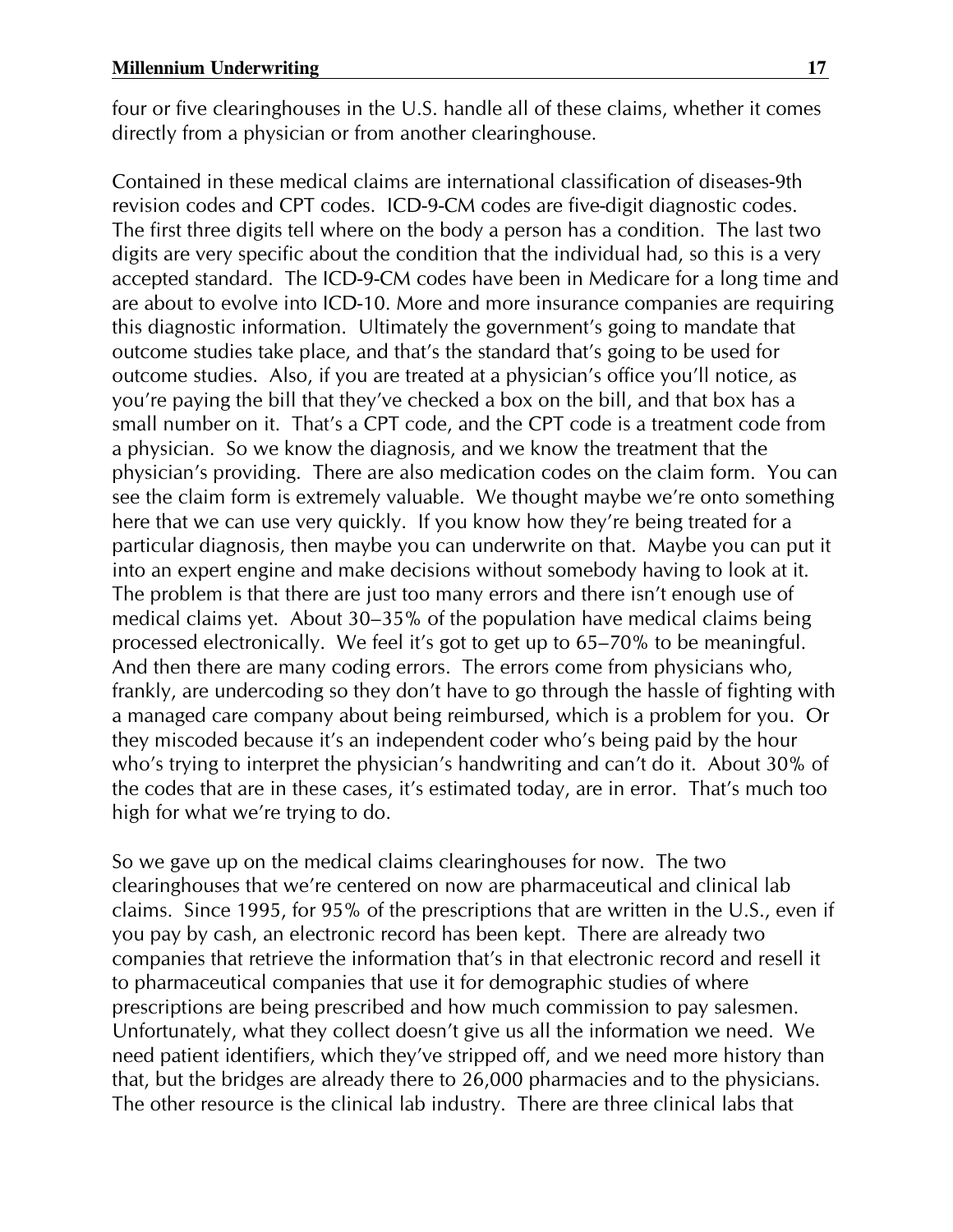four or five clearinghouses in the U.S. handle all of these claims, whether it comes directly from a physician or from another clearinghouse.

Contained in these medical claims are international classification of diseases-9th revision codes and CPT codes. ICD-9-CM codes are five-digit diagnostic codes. The first three digits tell where on the body a person has a condition. The last two digits are very specific about the condition that the individual had, so this is a very accepted standard. The ICD-9-CM codes have been in Medicare for a long time and are about to evolve into ICD-10. More and more insurance companies are requiring this diagnostic information. Ultimately the government's going to mandate that outcome studies take place, and that's the standard that's going to be used for outcome studies. Also, if you are treated at a physician's office you'll notice, as you're paying the bill that they've checked a box on the bill, and that box has a small number on it. That's a CPT code, and the CPT code is a treatment code from a physician. So we know the diagnosis, and we know the treatment that the physician's providing. There are also medication codes on the claim form. You can see the claim form is extremely valuable. We thought maybe we're onto something here that we can use very quickly. If you know how they're being treated for a particular diagnosis, then maybe you can underwrite on that. Maybe you can put it into an expert engine and make decisions without somebody having to look at it. The problem is that there are just too many errors and there isn't enough use of medical claims yet. About 30–35% of the population have medical claims being processed electronically. We feel it's got to get up to 65–70% to be meaningful. And then there are many coding errors. The errors come from physicians who, frankly, are undercoding so they don't have to go through the hassle of fighting with a managed care company about being reimbursed, which is a problem for you. Or they miscoded because it's an independent coder who's being paid by the hour who's trying to interpret the physician's handwriting and can't do it. About 30% of the codes that are in these cases, it's estimated today, are in error. That's much too high for what we're trying to do.

So we gave up on the medical claims clearinghouses for now. The two clearinghouses that we're centered on now are pharmaceutical and clinical lab claims. Since 1995, for 95% of the prescriptions that are written in the U.S., even if you pay by cash, an electronic record has been kept. There are already two companies that retrieve the information that's in that electronic record and resell it to pharmaceutical companies that use it for demographic studies of where prescriptions are being prescribed and how much commission to pay salesmen. Unfortunately, what they collect doesn't give us all the information we need. We need patient identifiers, which they've stripped off, and we need more history than that, but the bridges are already there to 26,000 pharmacies and to the physicians. The other resource is the clinical lab industry. There are three clinical labs that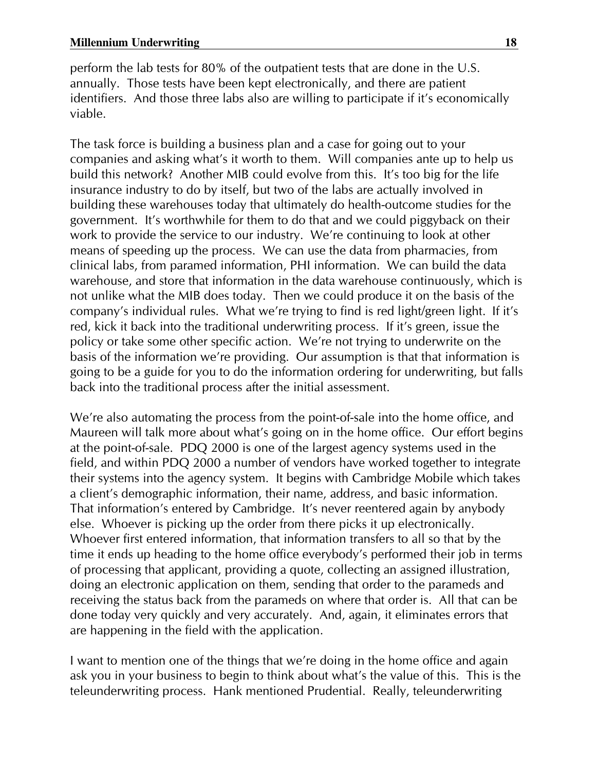perform the lab tests for 80% of the outpatient tests that are done in the U.S. annually. Those tests have been kept electronically, and there are patient identifiers. And those three labs also are willing to participate if it's economically viable.

The task force is building a business plan and a case for going out to your companies and asking what's it worth to them. Will companies ante up to help us build this network? Another MIB could evolve from this. It's too big for the life insurance industry to do by itself, but two of the labs are actually involved in building these warehouses today that ultimately do health-outcome studies for the government. It's worthwhile for them to do that and we could piggyback on their work to provide the service to our industry. We're continuing to look at other means of speeding up the process. We can use the data from pharmacies, from clinical labs, from paramed information, PHI information. We can build the data warehouse, and store that information in the data warehouse continuously, which is not unlike what the MIB does today. Then we could produce it on the basis of the company's individual rules. What we're trying to find is red light/green light. If it's red, kick it back into the traditional underwriting process. If it's green, issue the policy or take some other specific action. We're not trying to underwrite on the basis of the information we're providing. Our assumption is that that information is going to be a guide for you to do the information ordering for underwriting, but falls back into the traditional process after the initial assessment.

We're also automating the process from the point-of-sale into the home office, and Maureen will talk more about what's going on in the home office. Our effort begins at the point-of-sale. PDQ 2000 is one of the largest agency systems used in the field, and within PDQ 2000 a number of vendors have worked together to integrate their systems into the agency system. It begins with Cambridge Mobile which takes a client's demographic information, their name, address, and basic information. That information's entered by Cambridge. It's never reentered again by anybody else. Whoever is picking up the order from there picks it up electronically. Whoever first entered information, that information transfers to all so that by the time it ends up heading to the home office everybody's performed their job in terms of processing that applicant, providing a quote, collecting an assigned illustration, doing an electronic application on them, sending that order to the parameds and receiving the status back from the parameds on where that order is. All that can be done today very quickly and very accurately. And, again, it eliminates errors that are happening in the field with the application.

I want to mention one of the things that we're doing in the home office and again ask you in your business to begin to think about what's the value of this. This is the teleunderwriting process. Hank mentioned Prudential. Really, teleunderwriting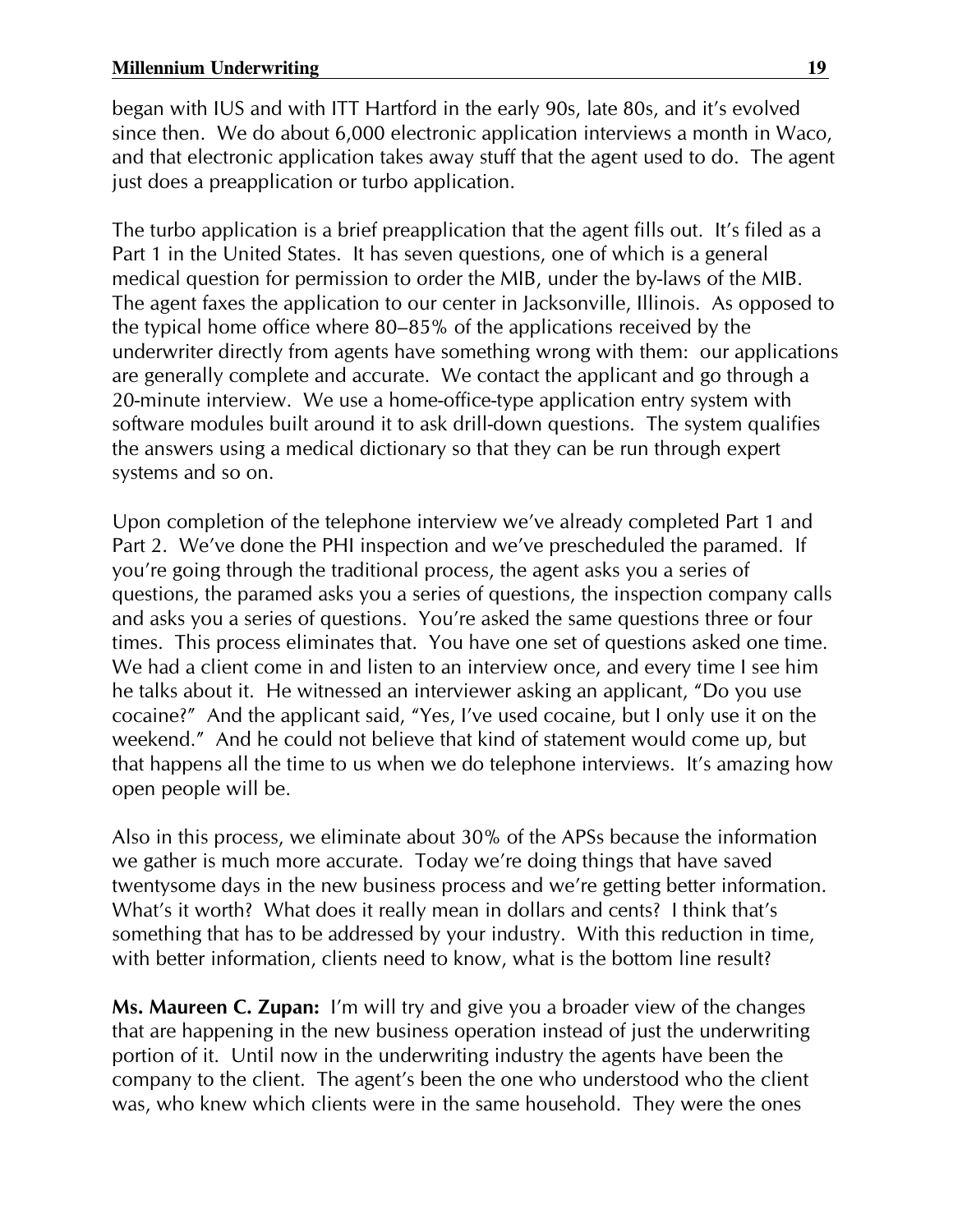began with IUS and with ITT Hartford in the early 90s, late 80s, and it's evolved since then. We do about 6,000 electronic application interviews a month in Waco, and that electronic application takes away stuff that the agent used to do. The agent just does a preapplication or turbo application.

The turbo application is a brief preapplication that the agent fills out. It's filed as a Part 1 in the United States. It has seven questions, one of which is a general medical question for permission to order the MIB, under the by-laws of the MIB. The agent faxes the application to our center in Jacksonville, Illinois. As opposed to the typical home office where 80–85% of the applications received by the underwriter directly from agents have something wrong with them: our applications are generally complete and accurate. We contact the applicant and go through a 20-minute interview. We use a home-office-type application entry system with software modules built around it to ask drill-down questions. The system qualifies the answers using a medical dictionary so that they can be run through expert systems and so on.

Upon completion of the telephone interview we've already completed Part 1 and Part 2. We've done the PHI inspection and we've prescheduled the paramed. If you're going through the traditional process, the agent asks you a series of questions, the paramed asks you a series of questions, the inspection company calls and asks you a series of questions. You're asked the same questions three or four times. This process eliminates that. You have one set of questions asked one time. We had a client come in and listen to an interview once, and every time I see him he talks about it. He witnessed an interviewer asking an applicant, "Do you use cocaine?" And the applicant said, "Yes, I've used cocaine, but I only use it on the weekend." And he could not believe that kind of statement would come up, but that happens all the time to us when we do telephone interviews. It's amazing how open people will be.

Also in this process, we eliminate about 30% of the APSs because the information we gather is much more accurate. Today we're doing things that have saved twentysome days in the new business process and we're getting better information. What's it worth? What does it really mean in dollars and cents? I think that's something that has to be addressed by your industry. With this reduction in time, with better information, clients need to know, what is the bottom line result?

**Ms. Maureen C. Zupan:** I'm will try and give you a broader view of the changes that are happening in the new business operation instead of just the underwriting portion of it. Until now in the underwriting industry the agents have been the company to the client. The agent's been the one who understood who the client was, who knew which clients were in the same household. They were the ones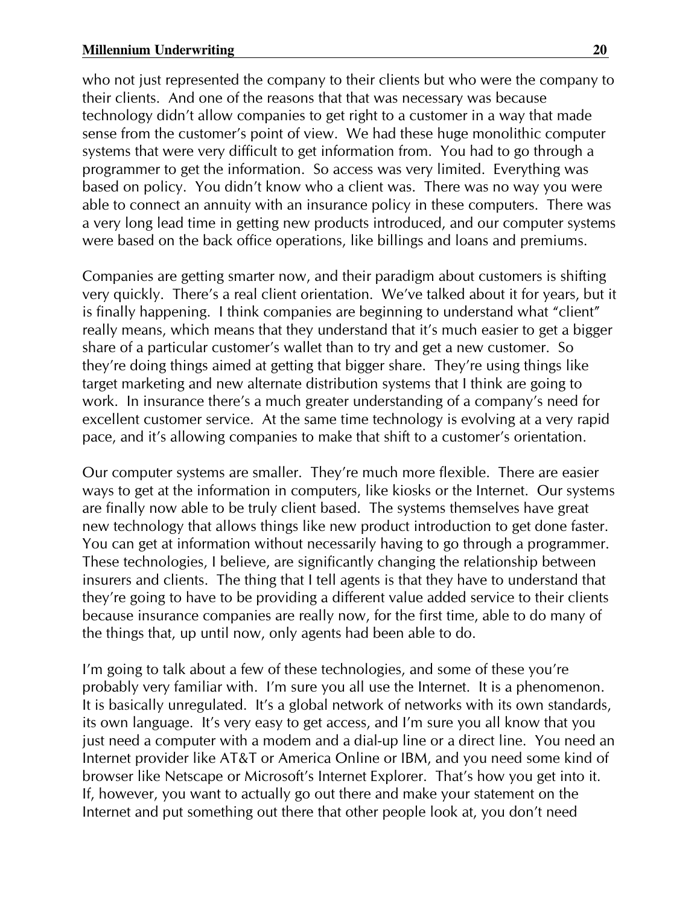who not just represented the company to their clients but who were the company to their clients. And one of the reasons that that was necessary was because technology didn't allow companies to get right to a customer in a way that made sense from the customer's point of view. We had these huge monolithic computer systems that were very difficult to get information from. You had to go through a programmer to get the information. So access was very limited. Everything was based on policy. You didn't know who a client was. There was no way you were able to connect an annuity with an insurance policy in these computers. There was a very long lead time in getting new products introduced, and our computer systems were based on the back office operations, like billings and loans and premiums.

Companies are getting smarter now, and their paradigm about customers is shifting very quickly. There's a real client orientation. We've talked about it for years, but it is finally happening. I think companies are beginning to understand what "client" really means, which means that they understand that it's much easier to get a bigger share of a particular customer's wallet than to try and get a new customer. So they're doing things aimed at getting that bigger share. They're using things like target marketing and new alternate distribution systems that I think are going to work. In insurance there's a much greater understanding of a company's need for excellent customer service. At the same time technology is evolving at a very rapid pace, and it's allowing companies to make that shift to a customer's orientation.

Our computer systems are smaller. They're much more flexible. There are easier ways to get at the information in computers, like kiosks or the Internet. Our systems are finally now able to be truly client based. The systems themselves have great new technology that allows things like new product introduction to get done faster. You can get at information without necessarily having to go through a programmer. These technologies, I believe, are significantly changing the relationship between insurers and clients. The thing that I tell agents is that they have to understand that they're going to have to be providing a different value added service to their clients because insurance companies are really now, for the first time, able to do many of the things that, up until now, only agents had been able to do.

I'm going to talk about a few of these technologies, and some of these you're probably very familiar with. I'm sure you all use the Internet. It is a phenomenon. It is basically unregulated. It's a global network of networks with its own standards, its own language. It's very easy to get access, and I'm sure you all know that you just need a computer with a modem and a dial-up line or a direct line. You need an Internet provider like AT&T or America Online or IBM, and you need some kind of browser like Netscape or Microsoft's Internet Explorer. That's how you get into it. If, however, you want to actually go out there and make your statement on the Internet and put something out there that other people look at, you don't need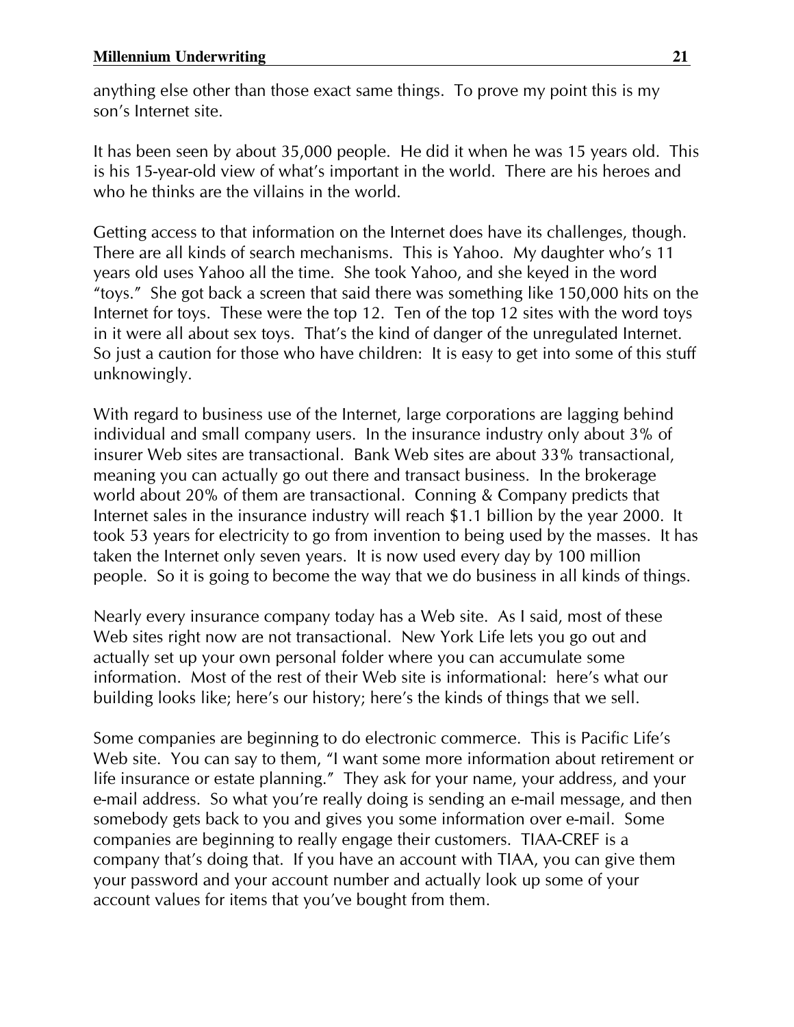anything else other than those exact same things. To prove my point this is my son's Internet site.

It has been seen by about 35,000 people. He did it when he was 15 years old. This is his 15-year-old view of what's important in the world. There are his heroes and who he thinks are the villains in the world.

Getting access to that information on the Internet does have its challenges, though. There are all kinds of search mechanisms. This is Yahoo. My daughter who's 11 years old uses Yahoo all the time. She took Yahoo, and she keyed in the word "toys." She got back a screen that said there was something like 150,000 hits on the Internet for toys. These were the top 12. Ten of the top 12 sites with the word toys in it were all about sex toys. That's the kind of danger of the unregulated Internet. So just a caution for those who have children: It is easy to get into some of this stuff unknowingly.

With regard to business use of the Internet, large corporations are lagging behind individual and small company users. In the insurance industry only about 3% of insurer Web sites are transactional. Bank Web sites are about 33% transactional, meaning you can actually go out there and transact business. In the brokerage world about 20% of them are transactional. Conning & Company predicts that Internet sales in the insurance industry will reach $1.1 billion by the year 2000. It took 53 years for electricity to go from invention to being used by the masses. It has taken the Internet only seven years. It is now used every day by 100 million people. So it is going to become the way that we do business in all kinds of things.

Nearly every insurance company today has a Web site. As I said, most of these Web sites right now are not transactional. New York Life lets you go out and actually set up your own personal folder where you can accumulate some information. Most of the rest of their Web site is informational: here's what our building looks like; here's our history; here's the kinds of things that we sell.

Some companies are beginning to do electronic commerce. This is Pacific Life's Web site. You can say to them, "I want some more information about retirement or life insurance or estate planning." They ask for your name, your address, and your e-mail address. So what you're really doing is sending an e-mail message, and then somebody gets back to you and gives you some information over e-mail. Some companies are beginning to really engage their customers. TIAA-CREF is a company that's doing that. If you have an account with TIAA, you can give them your password and your account number and actually look up some of your account values for items that you've bought from them.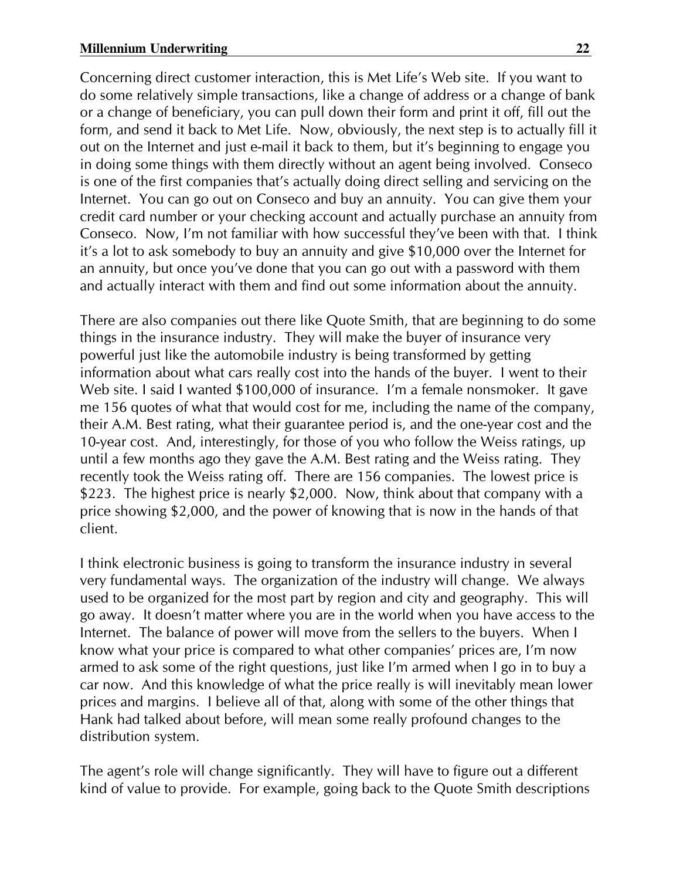Concerning direct customer interaction, this is Met Life's Web site. If you want to do some relatively simple transactions, like a change of address or a change of bank or a change of beneficiary, you can pull down their form and print it off, fill out the form, and send it back to Met Life. Now, obviously, the next step is to actually fill it out on the Internet and just e-mail it back to them, but it's beginning to engage you in doing some things with them directly without an agent being involved. Conseco is one of the first companies that's actually doing direct selling and servicing on the Internet. You can go out on Conseco and buy an annuity. You can give them your credit card number or your checking account and actually purchase an annuity from Conseco. Now, I'm not familiar with how successful they've been with that. I think it's a lot to ask somebody to buy an annuity and give $10,000 over the Internet for an annuity, but once you've done that you can go out with a password with them and actually interact with them and find out some information about the annuity.

There are also companies out there like Quote Smith, that are beginning to do some things in the insurance industry. They will make the buyer of insurance very powerful just like the automobile industry is being transformed by getting information about what cars really cost into the hands of the buyer. I went to their Web site. I said I wanted $100,000 of insurance. I'm a female nonsmoker. It gave me 156 quotes of what that would cost for me, including the name of the company, their A.M. Best rating, what their guarantee period is, and the one-year cost and the 10-year cost. And, interestingly, for those of you who follow the Weiss ratings, up until a few months ago they gave the A.M. Best rating and the Weiss rating. They recently took the Weiss rating off. There are 156 companies. The lowest price is $223. The highest price is nearly $2,000. Now, think about that company with a price showing $2,000, and the power of knowing that is now in the hands of that client.

I think electronic business is going to transform the insurance industry in several very fundamental ways. The organization of the industry will change. We always used to be organized for the most part by region and city and geography. This will go away. It doesn't matter where you are in the world when you have access to the Internet. The balance of power will move from the sellers to the buyers. When I know what your price is compared to what other companies' prices are, I'm now armed to ask some of the right questions, just like I'm armed when I go in to buy a car now. And this knowledge of what the price really is will inevitably mean lower prices and margins. I believe all of that, along with some of the other things that Hank had talked about before, will mean some really profound changes to the distribution system.

The agent's role will change significantly. They will have to figure out a different kind of value to provide. For example, going back to the Quote Smith descriptions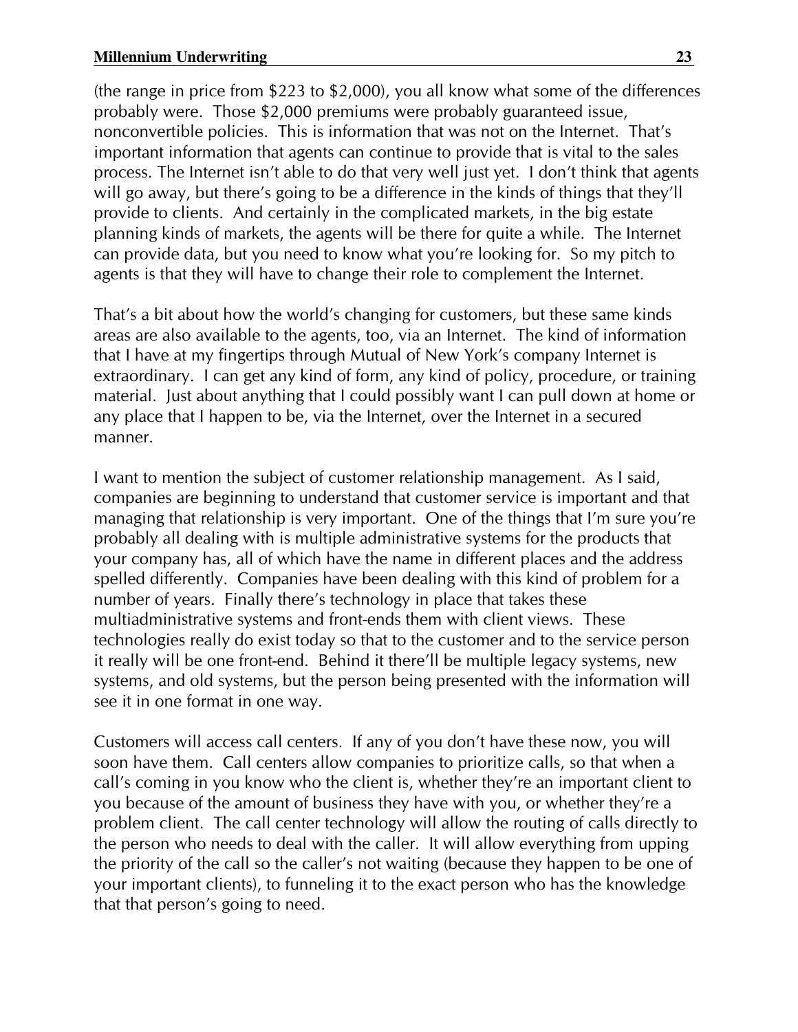(the range in price from $223 to $2,000), you all know what some of the differences probably were. Those $2,000 premiums were probably guaranteed issue, nonconvertible policies. This is information that was not on the Internet. That's important information that agents can continue to provide that is vital to the sales process. The Internet isn't able to do that very well just yet. I don't think that agents will go away, but there's going to be a difference in the kinds of things that they'll provide to clients. And certainly in the complicated markets, in the big estate planning kinds of markets, the agents will be there for quite a while. The Internet can provide data, but you need to know what you're looking for. So my pitch to agents is that they will have to change their role to complement the Internet.

That's a bit about how the world's changing for customers, but these same kinds areas are also available to the agents, too, via an Internet. The kind of information that I have at my fingertips through Mutual of New York's company Internet is extraordinary. I can get any kind of form, any kind of policy, procedure, or training material. Just about anything that I could possibly want I can pull down at home or any place that I happen to be, via the Internet, over the Internet in a secured manner.

I want to mention the subject of customer relationship management. As I said, companies are beginning to understand that customer service is important and that managing that relationship is very important. One of the things that I'm sure you're probably all dealing with is multiple administrative systems for the products that your company has, all of which have the name in different places and the address spelled differently. Companies have been dealing with this kind of problem for a number of years. Finally there's technology in place that takes these multiadministrative systems and front-ends them with client views. These technologies really do exist today so that to the customer and to the service person it really will be one front-end. Behind it there'll be multiple legacy systems, new systems, and old systems, but the person being presented with the information will see it in one format in one way.

Customers will access call centers. If any of you don't have these now, you will soon have them. Call centers allow companies to prioritize calls, so that when a call's coming in you know who the client is, whether they're an important client to you because of the amount of business they have with you, or whether they're a problem client. The call center technology will allow the routing of calls directly to the person who needs to deal with the caller. It will allow everything from upping the priority of the call so the caller's not waiting (because they happen to be one of your important clients), to funneling it to the exact person who has the knowledge that that person's going to need.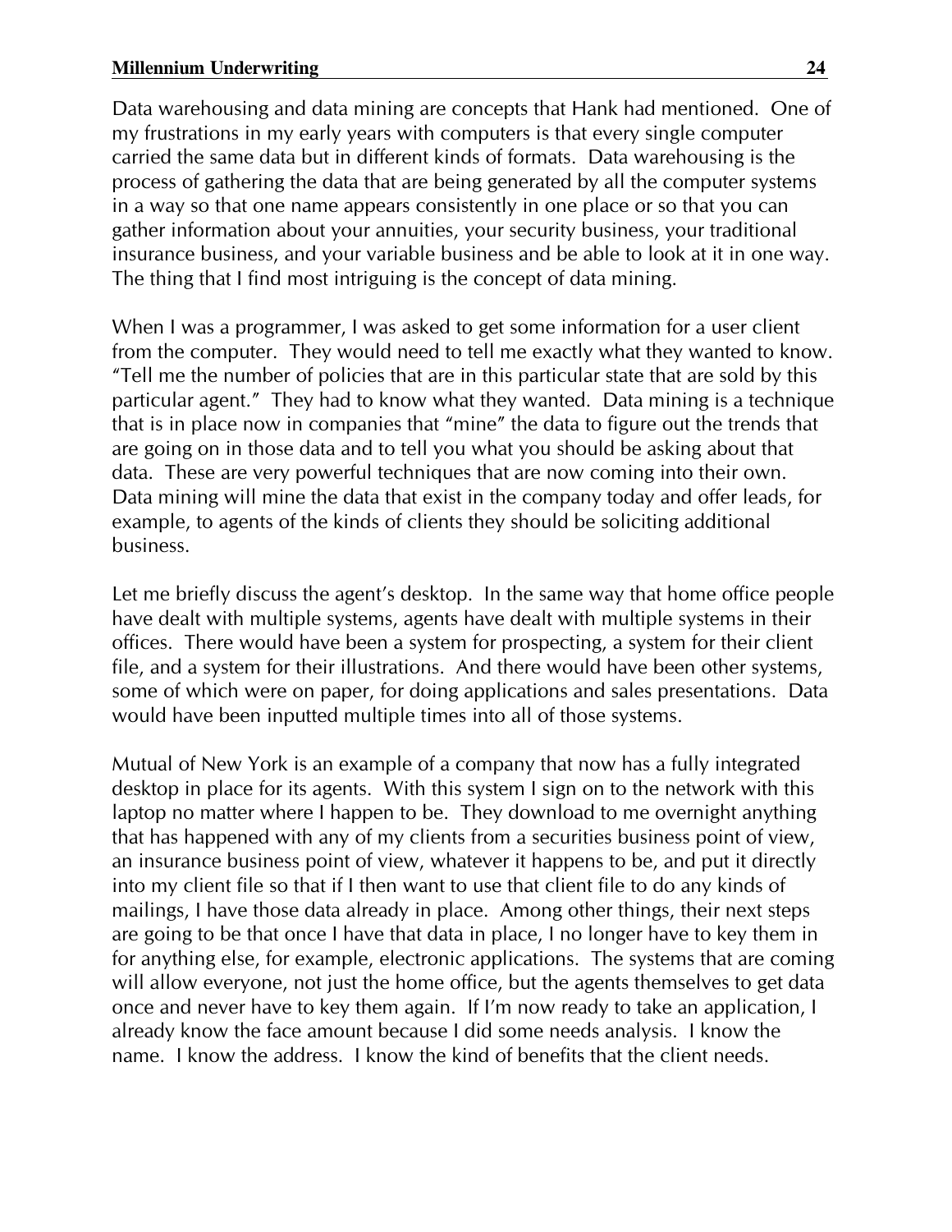Data warehousing and data mining are concepts that Hank had mentioned. One of my frustrations in my early years with computers is that every single computer carried the same data but in different kinds of formats. Data warehousing is the process of gathering the data that are being generated by all the computer systems in a way so that one name appears consistently in one place or so that you can gather information about your annuities, your security business, your traditional insurance business, and your variable business and be able to look at it in one way. The thing that I find most intriguing is the concept of data mining.

When I was a programmer, I was asked to get some information for a user client from the computer. They would need to tell me exactly what they wanted to know. "Tell me the number of policies that are in this particular state that are sold by this particular agent." They had to know what they wanted. Data mining is a technique that is in place now in companies that "mine" the data to figure out the trends that are going on in those data and to tell you what you should be asking about that data. These are very powerful techniques that are now coming into their own. Data mining will mine the data that exist in the company today and offer leads, for example, to agents of the kinds of clients they should be soliciting additional business.

Let me briefly discuss the agent's desktop. In the same way that home office people have dealt with multiple systems, agents have dealt with multiple systems in their offices. There would have been a system for prospecting, a system for their client file, and a system for their illustrations. And there would have been other systems, some of which were on paper, for doing applications and sales presentations. Data would have been inputted multiple times into all of those systems.

Mutual of New York is an example of a company that now has a fully integrated desktop in place for its agents. With this system I sign on to the network with this laptop no matter where I happen to be. They download to me overnight anything that has happened with any of my clients from a securities business point of view, an insurance business point of view, whatever it happens to be, and put it directly into my client file so that if I then want to use that client file to do any kinds of mailings, I have those data already in place. Among other things, their next steps are going to be that once I have that data in place, I no longer have to key them in for anything else, for example, electronic applications. The systems that are coming will allow everyone, not just the home office, but the agents themselves to get data once and never have to key them again. If I'm now ready to take an application, I already know the face amount because I did some needs analysis. I know the name. I know the address. I know the kind of benefits that the client needs.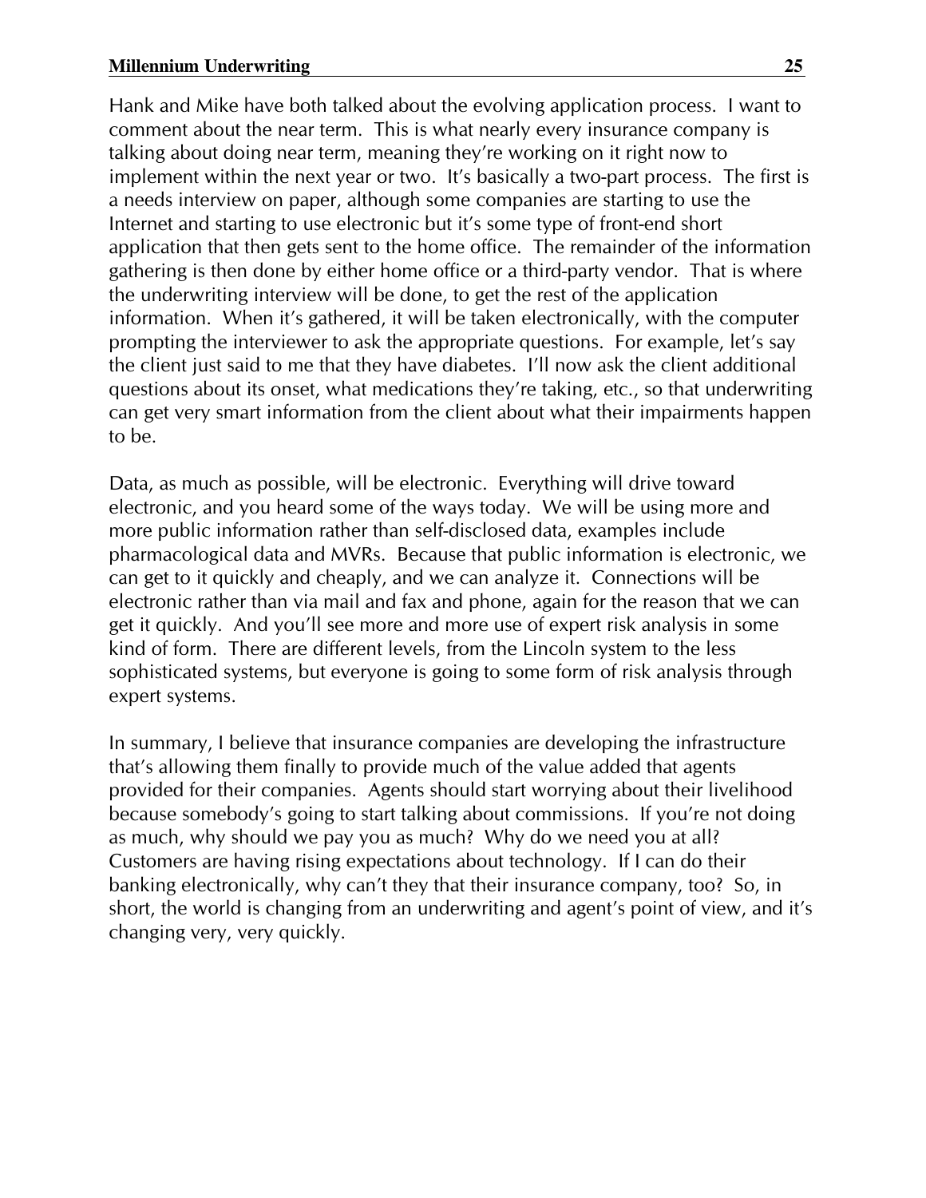Hank and Mike have both talked about the evolving application process. I want to comment about the near term. This is what nearly every insurance company is talking about doing near term, meaning they're working on it right now to implement within the next year or two. It's basically a two-part process. The first is a needs interview on paper, although some companies are starting to use the Internet and starting to use electronic but it's some type of front-end short application that then gets sent to the home office. The remainder of the information gathering is then done by either home office or a third-party vendor. That is where the underwriting interview will be done, to get the rest of the application information. When it's gathered, it will be taken electronically, with the computer prompting the interviewer to ask the appropriate questions. For example, let's say the client just said to me that they have diabetes. I'll now ask the client additional questions about its onset, what medications they're taking, etc., so that underwriting can get very smart information from the client about what their impairments happen to be.

Data, as much as possible, will be electronic. Everything will drive toward electronic, and you heard some of the ways today. We will be using more and more public information rather than self-disclosed data, examples include pharmacological data and MVRs. Because that public information is electronic, we can get to it quickly and cheaply, and we can analyze it. Connections will be electronic rather than via mail and fax and phone, again for the reason that we can get it quickly. And you'll see more and more use of expert risk analysis in some kind of form. There are different levels, from the Lincoln system to the less sophisticated systems, but everyone is going to some form of risk analysis through expert systems.

In summary, I believe that insurance companies are developing the infrastructure that's allowing them finally to provide much of the value added that agents provided for their companies. Agents should start worrying about their livelihood because somebody's going to start talking about commissions. If you're not doing as much, why should we pay you as much? Why do we need you at all? Customers are having rising expectations about technology. If I can do their banking electronically, why can't they that their insurance company, too? So, in short, the world is changing from an underwriting and agent's point of view, and it's changing very, very quickly.